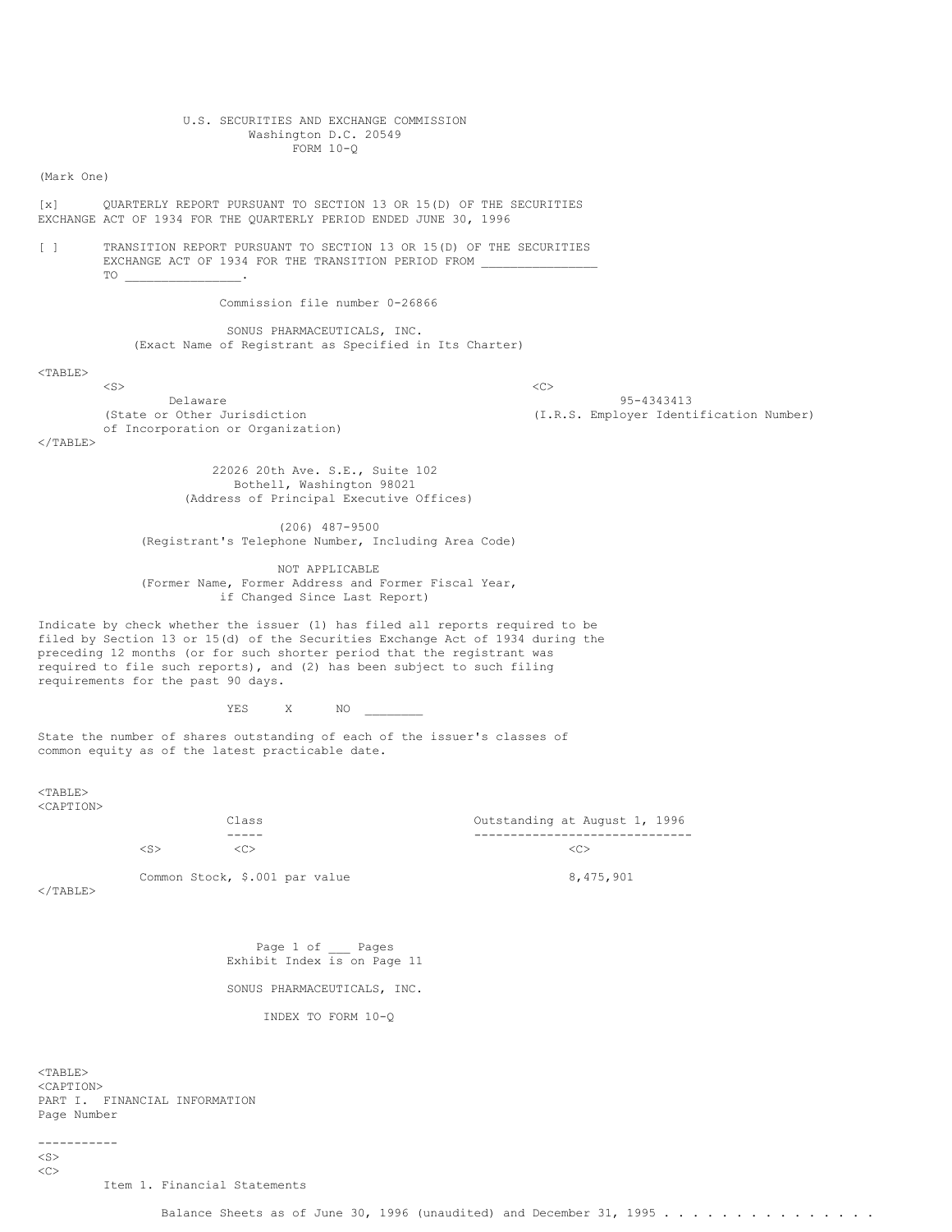U.S. SECURITIES AND EXCHANGE COMMISSION
Washington D.C. 20549
FORM 10-Q

(Mark One)

[x] QUARTERLY REPORT PURSUANT TO SECTION 13 OR 15(D) OF THE SECURITIES EXCHANGE ACT OF 1934 FOR THE QUARTERLY PERIOD ENDED JUNE 30, 1996

[ ] TRANSITION REPORT PURSUANT TO SECTION 13 OR 15(D) OF THE SECURITIES EXCHANGE ACT OF 1934 FOR THE TRANSITION PERIOD FROM ________________ TO ________________.

Commission file number 0-26866

SONUS PHARMACEUTICALS, INC.
(Exact Name of Registrant as Specified in Its Charter)

| | |
|---|---|
| Delaware | 95-4343413 |
| (State or Other Jurisdiction of Incorporation or Organization) | (I.R.S. Employer Identification Number) |

22026 20th Ave. S.E., Suite 102
Bothell, Washington 98021
(Address of Principal Executive Offices)

(206) 487-9500
(Registrant's Telephone Number, Including Area Code)

NOT APPLICABLE
(Former Name, Former Address and Former Fiscal Year, if Changed Since Last Report)

Indicate by check whether the issuer (1) has filed all reports required to be filed by Section 13 or 15(d) of the Securities Exchange Act of 1934 during the preceding 12 months (or for such shorter period that the registrant was required to file such reports), and (2) has been subject to such filing requirements for the past 90 days.

YES X NO ________

State the number of shares outstanding of each of the issuer's classes of common equity as of the latest practicable date.

| Class | Outstanding at August 1, 1996 |
|---|---|
| Common Stock, $.001 par value | 8,475,901 |

Exhibit Index is on Page 11

SONUS PHARMACEUTICALS, INC.

INDEX TO FORM 10-Q

PART I. FINANCIAL INFORMATION

| | Page Number |
|---|---|
| Item 1. Financial Statements | |
| Balance Sheets as of June 30, 1996 (unaudited) and December 31, 1995 . . . . . . . . . . . . . . . | |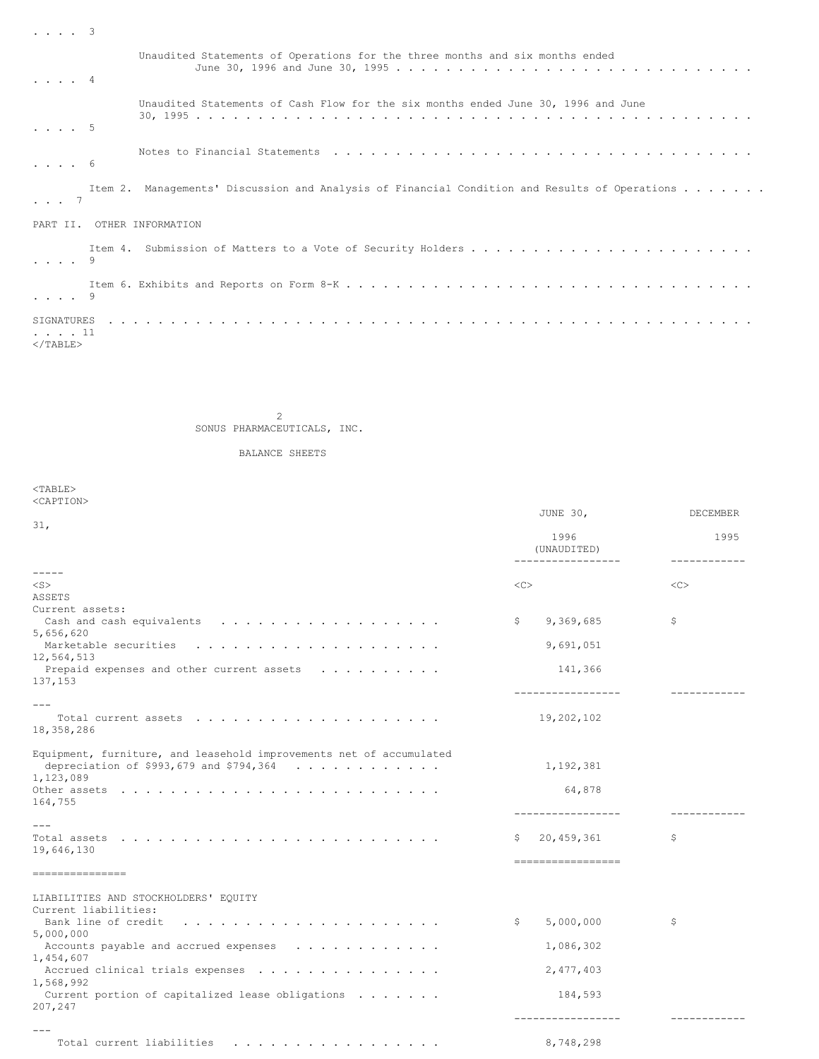| | |
|---|---|
| | 3 |
| Unaudited Statements of Operations for the three months and six months ended June 30, 1996 and June 30, 1995 | 4 |
| Unaudited Statements of Cash Flow for the six months ended June 30, 1996 and June 30, 1995 | 5 |
| Notes to Financial Statements | 6 |
| Item 2. Managements' Discussion and Analysis of Financial Condition and Results of Operations | 7 |
| PART II. OTHER INFORMATION | |
| Item 4. Submission of Matters to a Vote of Security Holders | 9 |
| Item 6. Exhibits and Reports on Form 8-K | 9 |
| SIGNATURES | 11 |

SONUS PHARMACEUTICALS, INC.

BALANCE SHEETS

| | JUNE 30, 1996 (UNAUDITED) | DECEMBER 31, 1995 |
|---|---|---|
| **ASSETS** | | |
| Current assets: | | |
| Cash and cash equivalents | $ 9,369,685 | $ 5,656,620 |
| Marketable securities | 9,691,051 | 12,564,513 |
| Prepaid expenses and other current assets | 141,366 | 137,153 |
| Total current assets | 19,202,102 | 18,358,286 |
| Equipment, furniture, and leasehold improvements net of accumulated depreciation of $993,679 and $794,364 | 1,192,381 | 1,123,089 |
| Other assets | 64,878 | 164,755 |
| Total assets | $ 20,459,361 | $ 19,646,130 |
| **LIABILITIES AND STOCKHOLDERS' EQUITY** | | |
| Current liabilities: | | |
| Bank line of credit | $ 5,000,000 | $ 5,000,000 |
| Accounts payable and accrued expenses | 1,086,302 | 1,454,607 |
| Accrued clinical trials expenses | 2,477,403 | 1,568,992 |
| Current portion of capitalized lease obligations | 184,593 | 207,247 |
| Total current liabilities | 8,748,298 | |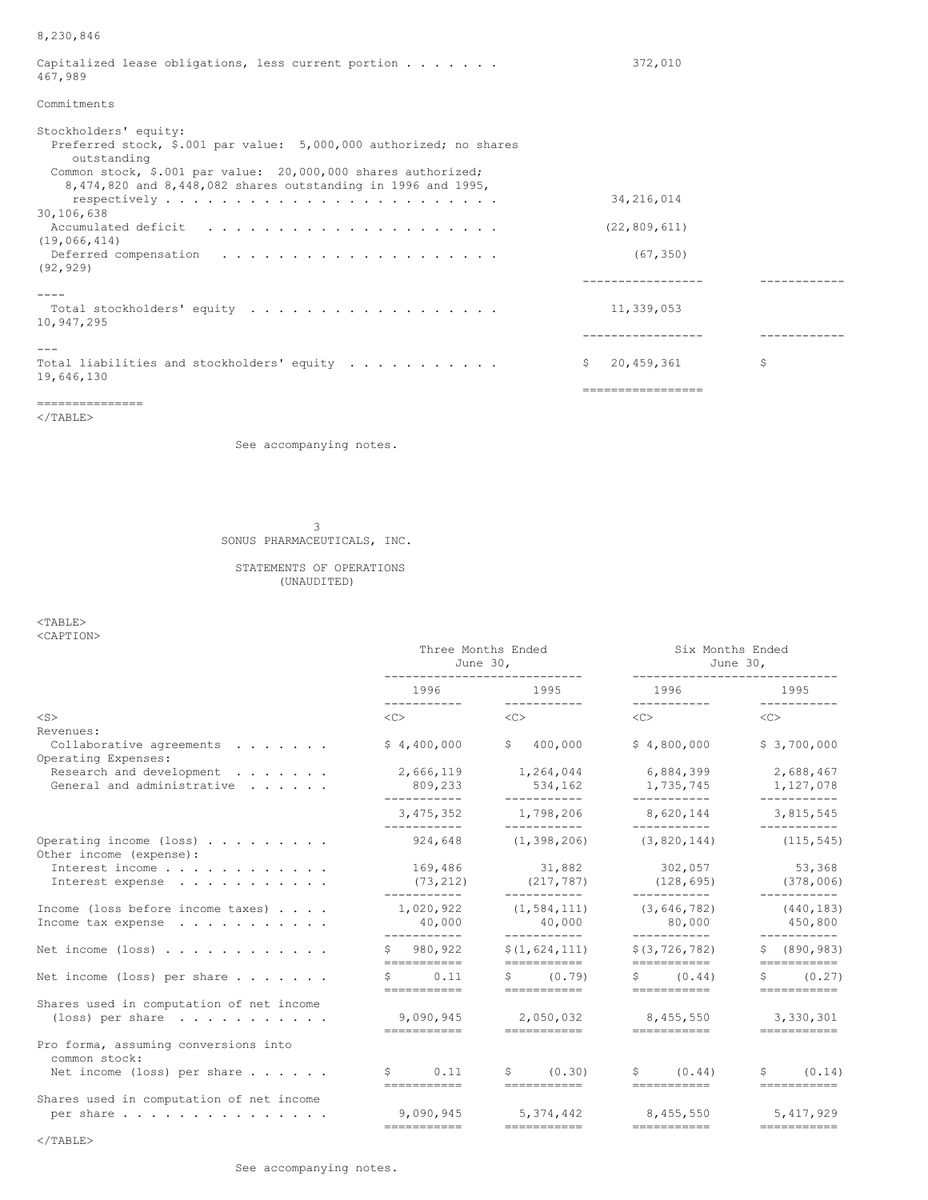| | 1996 | 1995 |
|---|---|---|
| | | 8,230,846 |
| Capitalized lease obligations, less current portion | 372,010 | 467,989 |
| Commitments | | |
| Stockholders' equity: | | |
| Preferred stock, $.001 par value: 5,000,000 authorized; no shares outstanding | | |
| Common stock, $.001 par value: 20,000,000 shares authorized; 8,474,820 and 8,448,082 shares outstanding in 1996 and 1995, respectively | 34,216,014 | 30,106,638 |
| Accumulated deficit | (22,809,611) | (19,066,414) |
| Deferred compensation | (67,350) | (92,929) |
| Total stockholders' equity | 11,339,053 | 10,947,295 |
| Total liabilities and stockholders' equity | $ 20,459,361 | $ 19,646,130 |

See accompanying notes.

SONUS PHARMACEUTICALS, INC.

STATEMENTS OF OPERATIONS
(UNAUDITED)

| | Three Months Ended June 30, | | Six Months Ended June 30, | |
|---|---|---|---|---|
| | 1996 | 1995 | 1996 | 1995 |
| Revenues: | | | | |
| Collaborative agreements | $ 4,400,000 | $ 400,000 | $ 4,800,000 | $ 3,700,000 |
| Operating Expenses: | | | | |
| Research and development | 2,666,119 | 1,264,044 | 6,884,399 | 2,688,467 |
| General and administrative | 809,233 | 534,162 | 1,735,745 | 1,127,078 |
| | 3,475,352 | 1,798,206 | 8,620,144 | 3,815,545 |
| Operating income (loss) | 924,648 | (1,398,206) | (3,820,144) | (115,545) |
| Other income (expense): | | | | |
| Interest income | 169,486 | 31,882 | 302,057 | 53,368 |
| Interest expense | (73,212) | (217,787) | (128,695) | (378,006) |
| Income (loss before income taxes) | 1,020,922 | (1,584,111) | (3,646,782) | (440,183) |
| Income tax expense | 40,000 | 40,000 | 80,000 | 450,800 |
| Net income (loss) | $ 980,922 | $(1,624,111) | $(3,726,782) | $ (890,983) |
| Net income (loss) per share | $ 0.11 | $ (0.79) | $ (0.44) | $ (0.27) |
| Shares used in computation of net income (loss) per share | 9,090,945 | 2,050,032 | 8,455,550 | 3,330,301 |
| Pro forma, assuming conversions into common stock: | | | | |
| Net income (loss) per share | $ 0.11 | $ (0.30) | $ (0.44) | $ (0.14) |
| Shares used in computation of net income per share | 9,090,945 | 5,374,442 | 8,455,550 | 5,417,929 |

See accompanying notes.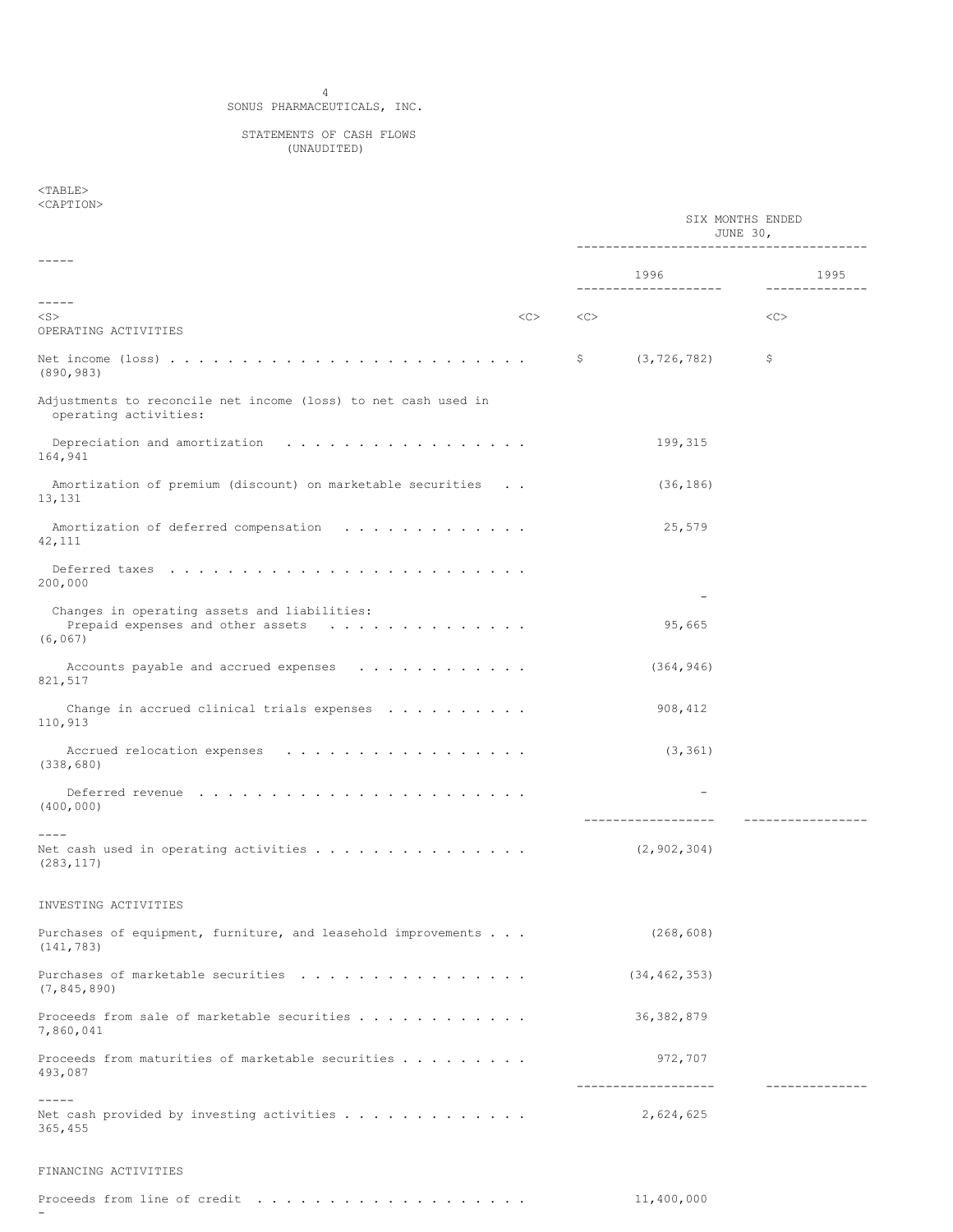## SONUS PHARMACEUTICALS, INC.

### STATEMENTS OF CASH FLOWS (UNAUDITED)

| | SIX MONTHS ENDED JUNE 30, | |
|---|---|---|
| | 1996 | 1995 |
| **OPERATING ACTIVITIES** | | |
| Net income (loss) | $ (3,726,782) | $ (890,983) |
| Adjustments to reconcile net income (loss) to net cash used in operating activities: | | |
| Depreciation and amortization | 199,315 | 164,941 |
| Amortization of premium (discount) on marketable securities | (36,186) | 13,131 |
| Amortization of deferred compensation | 25,579 | 42,111 |
| Deferred taxes | - | 200,000 |
| Changes in operating assets and liabilities: | | |
| Prepaid expenses and other assets | 95,665 | (6,067) |
| Accounts payable and accrued expenses | (364,946) | 821,517 |
| Change in accrued clinical trials expenses | 908,412 | 110,913 |
| Accrued relocation expenses | (3,361) | (338,680) |
| Deferred revenue | - | (400,000) |
| Net cash used in operating activities | (2,902,304) | (283,117) |
| **INVESTING ACTIVITIES** | | |
| Purchases of equipment, furniture, and leasehold improvements | (268,608) | (141,783) |
| Purchases of marketable securities | (34,462,353) | (7,845,890) |
| Proceeds from sale of marketable securities | 36,382,879 | 7,860,041 |
| Proceeds from maturities of marketable securities | 972,707 | 493,087 |
| Net cash provided by investing activities | 2,624,625 | 365,455 |
| **FINANCING ACTIVITIES** | | |
| Proceeds from line of credit | 11,400,000 | - |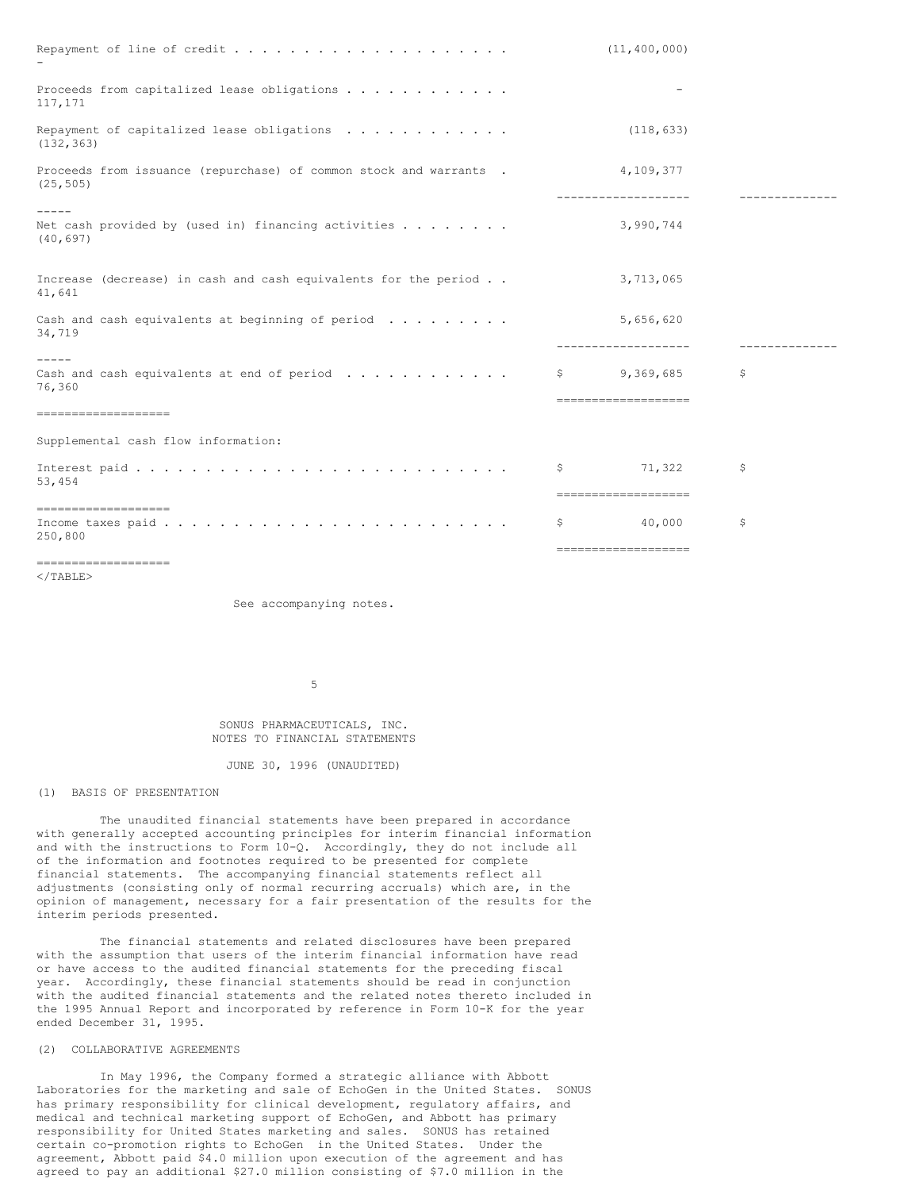| | | |
|---|---|---|
| Repayment of line of credit | (11,400,000) | - |
| Proceeds from capitalized lease obligations | - | 117,171 |
| Repayment of capitalized lease obligations | (118,633) | (132,363) |
| Proceeds from issuance (repurchase) of common stock and warrants | 4,109,377 | (25,505) |
| Net cash provided by (used in) financing activities | 3,990,744 | (40,697) |
| Increase (decrease) in cash and cash equivalents for the period | 3,713,065 | 41,641 |
| Cash and cash equivalents at beginning of period | 5,656,620 | 34,719 |
| Cash and cash equivalents at end of period | $ 9,369,685 | $ 76,360 |
| Supplemental cash flow information: | | |
| Interest paid | $ 71,322 | $ 53,454 |
| Income taxes paid | $ 40,000 | $ 250,800 |

See accompanying notes.

SONUS PHARMACEUTICALS, INC.
NOTES TO FINANCIAL STATEMENTS

JUNE 30, 1996 (UNAUDITED)

(1) BASIS OF PRESENTATION

The unaudited financial statements have been prepared in accordance with generally accepted accounting principles for interim financial information and with the instructions to Form 10-Q. Accordingly, they do not include all of the information and footnotes required to be presented for complete financial statements. The accompanying financial statements reflect all adjustments (consisting only of normal recurring accruals) which are, in the opinion of management, necessary for a fair presentation of the results for the interim periods presented.

The financial statements and related disclosures have been prepared with the assumption that users of the interim financial information have read or have access to the audited financial statements for the preceding fiscal year. Accordingly, these financial statements should be read in conjunction with the audited financial statements and the related notes thereto included in the 1995 Annual Report and incorporated by reference in Form 10-K for the year ended December 31, 1995.

(2) COLLABORATIVE AGREEMENTS

In May 1996, the Company formed a strategic alliance with Abbott Laboratories for the marketing and sale of EchoGen in the United States. SONUS has primary responsibility for clinical development, regulatory affairs, and medical and technical marketing support of EchoGen, and Abbott has primary responsibility for United States marketing and sales. SONUS has retained certain co-promotion rights to EchoGen in the United States. Under the agreement, Abbott paid $4.0 million upon execution of the agreement and has agreed to pay an additional $27.0 million consisting of $7.0 million in the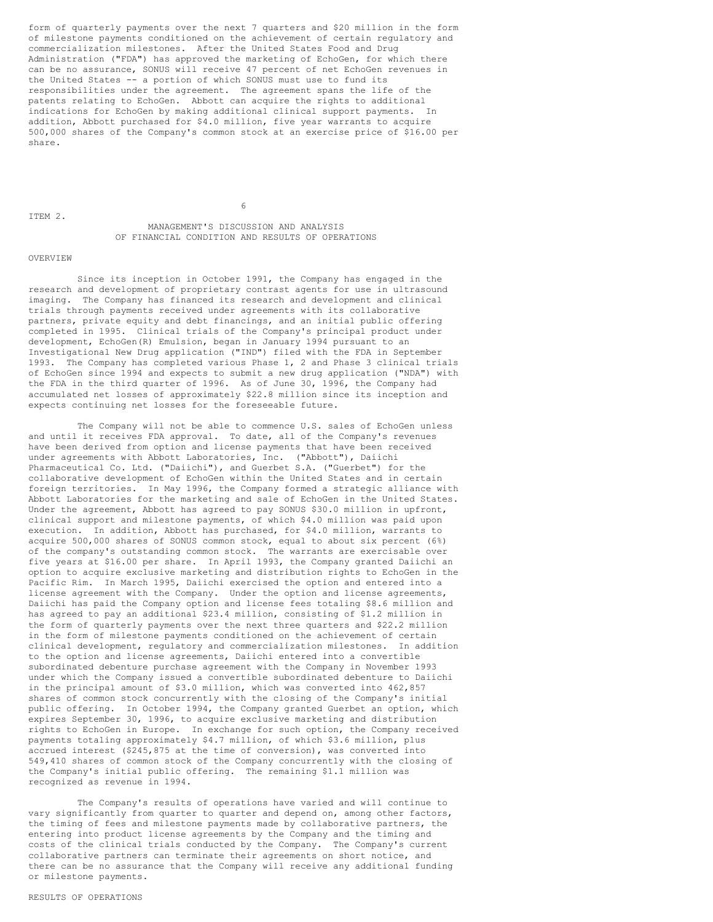form of quarterly payments over the next 7 quarters and $20 million in the form of milestone payments conditioned on the achievement of certain regulatory and commercialization milestones. After the United States Food and Drug Administration ("FDA") has approved the marketing of EchoGen, for which there can be no assurance, SONUS will receive 47 percent of net EchoGen revenues in the United States -- a portion of which SONUS must use to fund its responsibilities under the agreement. The agreement spans the life of the patents relating to EchoGen. Abbott can acquire the rights to additional indications for EchoGen by making additional clinical support payments. In addition, Abbott purchased for $4.0 million, five year warrants to acquire 500,000 shares of the Company's common stock at an exercise price of $16.00 per share.

ITEM 2.

## MANAGEMENT'S DISCUSSION AND ANALYSIS OF FINANCIAL CONDITION AND RESULTS OF OPERATIONS

### OVERVIEW

Since its inception in October 1991, the Company has engaged in the research and development of proprietary contrast agents for use in ultrasound imaging. The Company has financed its research and development and clinical trials through payments received under agreements with its collaborative partners, private equity and debt financings, and an initial public offering completed in 1995. Clinical trials of the Company's principal product under development, EchoGen(R) Emulsion, began in January 1994 pursuant to an Investigational New Drug application ("IND") filed with the FDA in September 1993. The Company has completed various Phase 1, 2 and Phase 3 clinical trials of EchoGen since 1994 and expects to submit a new drug application ("NDA") with the FDA in the third quarter of 1996. As of June 30, 1996, the Company had accumulated net losses of approximately $22.8 million since its inception and expects continuing net losses for the foreseeable future.

The Company will not be able to commence U.S. sales of EchoGen unless and until it receives FDA approval. To date, all of the Company's revenues have been derived from option and license payments that have been received under agreements with Abbott Laboratories, Inc. ("Abbott"), Daiichi Pharmaceutical Co. Ltd. ("Daiichi"), and Guerbet S.A. ("Guerbet") for the collaborative development of EchoGen within the United States and in certain foreign territories. In May 1996, the Company formed a strategic alliance with Abbott Laboratories for the marketing and sale of EchoGen in the United States. Under the agreement, Abbott has agreed to pay SONUS $30.0 million in upfront, clinical support and milestone payments, of which $4.0 million was paid upon execution. In addition, Abbott has purchased, for $4.0 million, warrants to acquire 500,000 shares of SONUS common stock, equal to about six percent (6%) of the company's outstanding common stock. The warrants are exercisable over five years at $16.00 per share. In April 1993, the Company granted Daiichi an option to acquire exclusive marketing and distribution rights to EchoGen in the Pacific Rim. In March 1995, Daiichi exercised the option and entered into a license agreement with the Company. Under the option and license agreements, Daiichi has paid the Company option and license fees totaling $8.6 million and has agreed to pay an additional $23.4 million, consisting of $1.2 million in the form of quarterly payments over the next three quarters and $22.2 million in the form of milestone payments conditioned on the achievement of certain clinical development, regulatory and commercialization milestones. In addition to the option and license agreements, Daiichi entered into a convertible subordinated debenture purchase agreement with the Company in November 1993 under which the Company issued a convertible subordinated debenture to Daiichi in the principal amount of $3.0 million, which was converted into 462,857 shares of common stock concurrently with the closing of the Company's initial public offering. In October 1994, the Company granted Guerbet an option, which expires September 30, 1996, to acquire exclusive marketing and distribution rights to EchoGen in Europe. In exchange for such option, the Company received payments totaling approximately $4.7 million, of which $3.6 million, plus accrued interest ($245,875 at the time of conversion), was converted into 549,410 shares of common stock of the Company concurrently with the closing of the Company's initial public offering. The remaining $1.1 million was recognized as revenue in 1994.

The Company's results of operations have varied and will continue to vary significantly from quarter to quarter and depend on, among other factors, the timing of fees and milestone payments made by collaborative partners, the entering into product license agreements by the Company and the timing and costs of the clinical trials conducted by the Company. The Company's current collaborative partners can terminate their agreements on short notice, and there can be no assurance that the Company will receive any additional funding or milestone payments.

### RESULTS OF OPERATIONS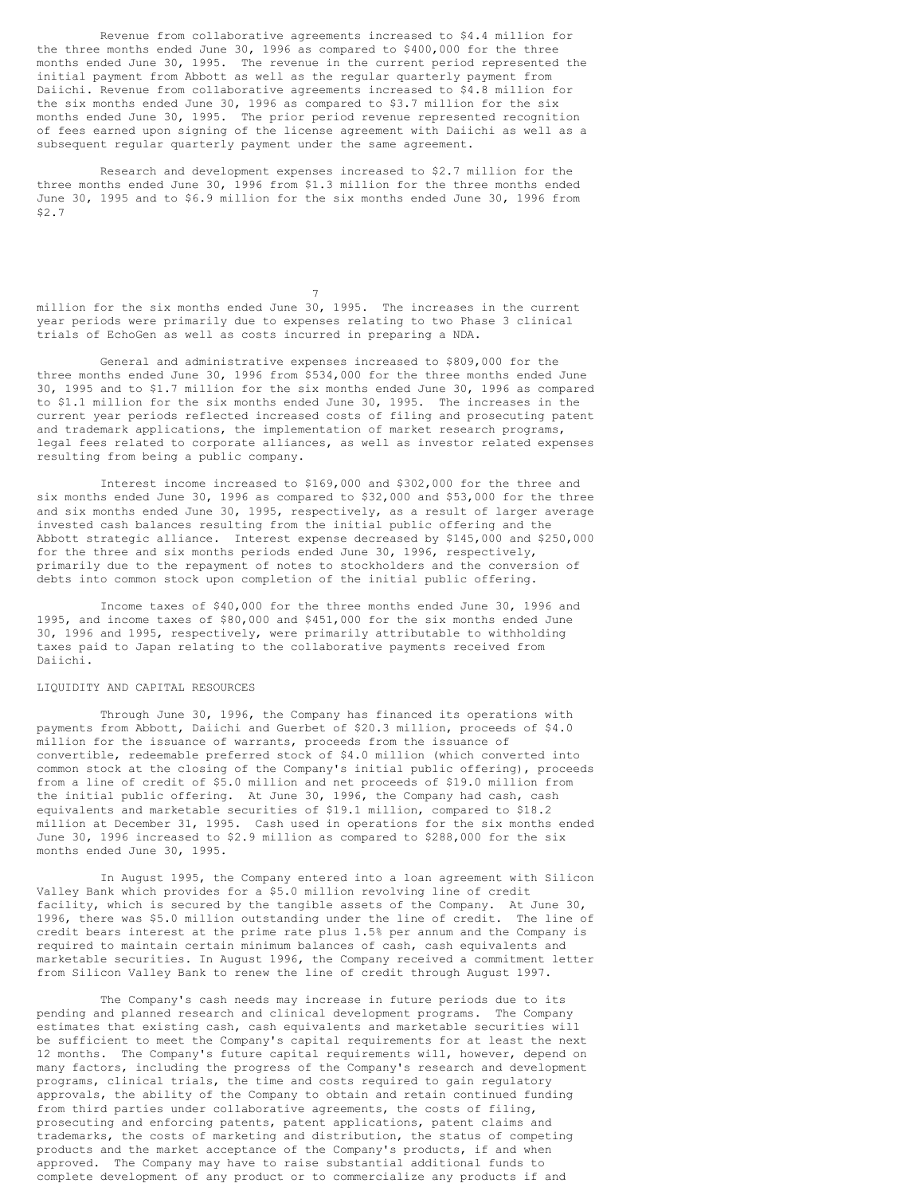Revenue from collaborative agreements increased to $4.4 million for the three months ended June 30, 1996 as compared to $400,000 for the three months ended June 30, 1995. The revenue in the current period represented the initial payment from Abbott as well as the regular quarterly payment from Daiichi. Revenue from collaborative agreements increased to $4.8 million for the six months ended June 30, 1996 as compared to $3.7 million for the six months ended June 30, 1995. The prior period revenue represented recognition of fees earned upon signing of the license agreement with Daiichi as well as a subsequent regular quarterly payment under the same agreement.

Research and development expenses increased to $2.7 million for the three months ended June 30, 1996 from $1.3 million for the three months ended June 30, 1995 and to $6.9 million for the six months ended June 30, 1996 from $2.7 million for the six months ended June 30, 1995. The increases in the current year periods were primarily due to expenses relating to two Phase 3 clinical trials of EchoGen as well as costs incurred in preparing a NDA.

General and administrative expenses increased to $809,000 for the three months ended June 30, 1996 from $534,000 for the three months ended June 30, 1995 and to $1.7 million for the six months ended June 30, 1996 as compared to $1.1 million for the six months ended June 30, 1995. The increases in the current year periods reflected increased costs of filing and prosecuting patent and trademark applications, the implementation of market research programs, legal fees related to corporate alliances, as well as investor related expenses resulting from being a public company.

Interest income increased to $169,000 and $302,000 for the three and six months ended June 30, 1996 as compared to $32,000 and $53,000 for the three and six months ended June 30, 1995, respectively, as a result of larger average invested cash balances resulting from the initial public offering and the Abbott strategic alliance. Interest expense decreased by $145,000 and $250,000 for the three and six months periods ended June 30, 1996, respectively, primarily due to the repayment of notes to stockholders and the conversion of debts into common stock upon completion of the initial public offering.

Income taxes of $40,000 for the three months ended June 30, 1996 and 1995, and income taxes of $80,000 and $451,000 for the six months ended June 30, 1996 and 1995, respectively, were primarily attributable to withholding taxes paid to Japan relating to the collaborative payments received from Daiichi.

## LIQUIDITY AND CAPITAL RESOURCES

Through June 30, 1996, the Company has financed its operations with payments from Abbott, Daiichi and Guerbet of $20.3 million, proceeds of $4.0 million for the issuance of warrants, proceeds from the issuance of convertible, redeemable preferred stock of $4.0 million (which converted into common stock at the closing of the Company's initial public offering), proceeds from a line of credit of $5.0 million and net proceeds of $19.0 million from the initial public offering. At June 30, 1996, the Company had cash, cash equivalents and marketable securities of $19.1 million, compared to $18.2 million at December 31, 1995. Cash used in operations for the six months ended June 30, 1996 increased to $2.9 million as compared to $288,000 for the six months ended June 30, 1995.

In August 1995, the Company entered into a loan agreement with Silicon Valley Bank which provides for a $5.0 million revolving line of credit facility, which is secured by the tangible assets of the Company. At June 30, 1996, there was $5.0 million outstanding under the line of credit. The line of credit bears interest at the prime rate plus 1.5% per annum and the Company is required to maintain certain minimum balances of cash, cash equivalents and marketable securities. In August 1996, the Company received a commitment letter from Silicon Valley Bank to renew the line of credit through August 1997.

The Company's cash needs may increase in future periods due to its pending and planned research and clinical development programs. The Company estimates that existing cash, cash equivalents and marketable securities will be sufficient to meet the Company's capital requirements for at least the next 12 months. The Company's future capital requirements will, however, depend on many factors, including the progress of the Company's research and development programs, clinical trials, the time and costs required to gain regulatory approvals, the ability of the Company to obtain and retain continued funding from third parties under collaborative agreements, the costs of filing, prosecuting and enforcing patents, patent applications, patent claims and trademarks, the costs of marketing and distribution, the status of competing products and the market acceptance of the Company's products, if and when approved. The Company may have to raise substantial additional funds to complete development of any product or to commercialize any products if and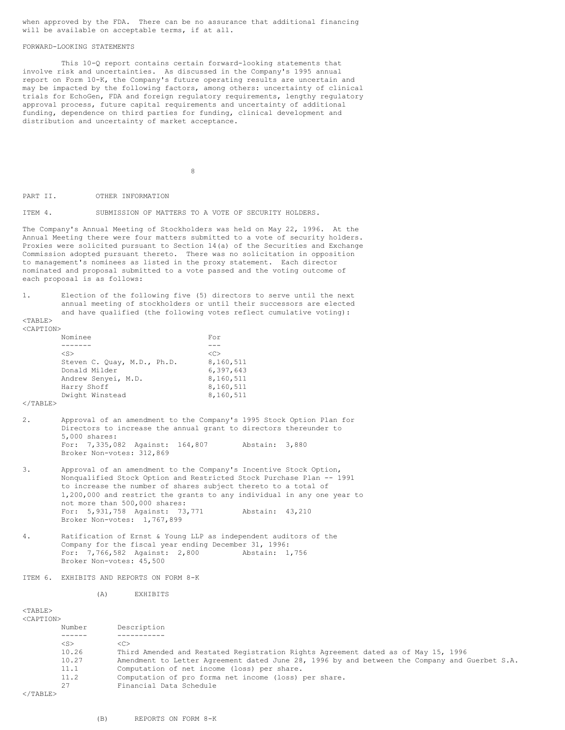when approved by the FDA. There can be no assurance that additional financing will be available on acceptable terms, if at all.

FORWARD-LOOKING STATEMENTS

This 10-Q report contains certain forward-looking statements that involve risk and uncertainties. As discussed in the Company's 1995 annual report on Form 10-K, the Company's future operating results are uncertain and may be impacted by the following factors, among others: uncertainty of clinical trials for EchoGen, FDA and foreign regulatory requirements, lengthy regulatory approval process, future capital requirements and uncertainty of additional funding, dependence on third parties for funding, clinical development and distribution and uncertainty of market acceptance.

PART II. OTHER INFORMATION

ITEM 4. SUBMISSION OF MATTERS TO A VOTE OF SECURITY HOLDERS.

The Company's Annual Meeting of Stockholders was held on May 22, 1996. At the Annual Meeting there were four matters submitted to a vote of security holders. Proxies were solicited pursuant to Section 14(a) of the Securities and Exchange Commission adopted pursuant thereto. There was no solicitation in opposition to management's nominees as listed in the proxy statement. Each director nominated and proposal submitted to a vote passed and the voting outcome of each proposal is as follows:

1. Election of the following five (5) directors to serve until the next annual meeting of stockholders or until their successors are elected and have qualified (the following votes reflect cumulative voting):

| Nominee | For |
|---|---|
| Steven C. Quay, M.D., Ph.D. | 8,160,511 |
| Donald Milder | 6,397,643 |
| Andrew Senyei, M.D. | 8,160,511 |
| Harry Shoff | 8,160,511 |
| Dwight Winstead | 8,160,511 |

2. Approval of an amendment to the Company's 1995 Stock Option Plan for Directors to increase the annual grant to directors thereunder to 5,000 shares:
   For: 7,335,082 Against: 164,807 Abstain: 3,880
   Broker Non-votes: 312,869

3. Approval of an amendment to the Company's Incentive Stock Option, Nonqualified Stock Option and Restricted Stock Purchase Plan -- 1991 to increase the number of shares subject thereto to a total of 1,200,000 and restrict the grants to any individual in any one year to not more than 500,000 shares:
   For: 5,931,758 Against: 73,771 Abstain: 43,210
   Broker Non-votes: 1,767,899

4. Ratification of Ernst & Young LLP as independent auditors of the Company for the fiscal year ending December 31, 1996:
   For: 7,766,582 Against: 2,800 Abstain: 1,756
   Broker Non-votes: 45,500

ITEM 6. EXHIBITS AND REPORTS ON FORM 8-K

(A) EXHIBITS

| Number | Description |
|---|---|
| 10.26 | Third Amended and Restated Registration Rights Agreement dated as of May 15, 1996 |
| 10.27 | Amendment to Letter Agreement dated June 28, 1996 by and between the Company and Guerbet S.A. |
| 11.1 | Computation of net income (loss) per share. |
| 11.2 | Computation of pro forma net income (loss) per share. |
| 27 | Financial Data Schedule |

(B) REPORTS ON FORM 8-K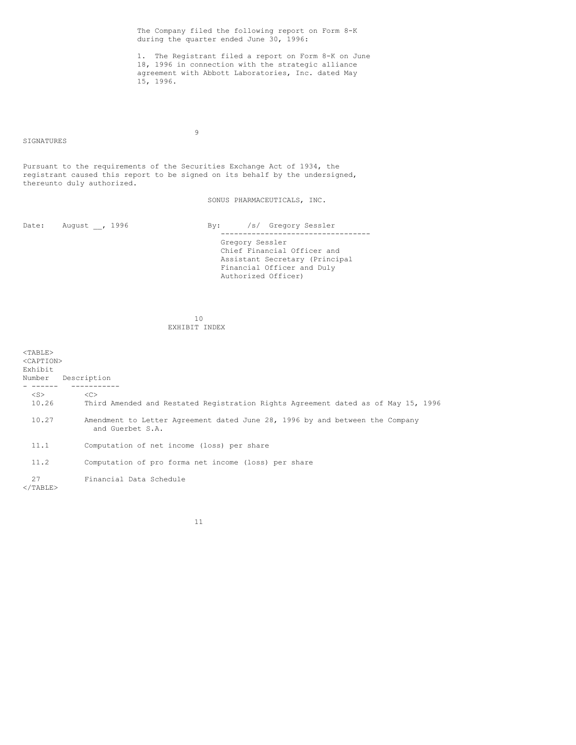The Company filed the following report on Form 8-K during the quarter ended June 30, 1996:

1. The Registrant filed a report on Form 8-K on June 18, 1996 in connection with the strategic alliance agreement with Abbott Laboratories, Inc. dated May 15, 1996.

## SIGNATURES

Pursuant to the requirements of the Securities Exchange Act of 1934, the registrant caused this report to be signed on its behalf by the undersigned, thereunto duly authorized.

SONUS PHARMACEUTICALS, INC.

Date: August __, 1996

By: /s/ Gregory Sessler

Gregory Sessler
Chief Financial Officer and
Assistant Secretary (Principal
Financial Officer and Duly
Authorized Officer)

## EXHIBIT INDEX

| Exhibit Number | Description |
|---|---|
| 10.26 | Third Amended and Restated Registration Rights Agreement dated as of May 15, 1996 |
| 10.27 | Amendment to Letter Agreement dated June 28, 1996 by and between the Company and Guerbet S.A. |
| 11.1 | Computation of net income (loss) per share |
| 11.2 | Computation of pro forma net income (loss) per share |
| 27 | Financial Data Schedule |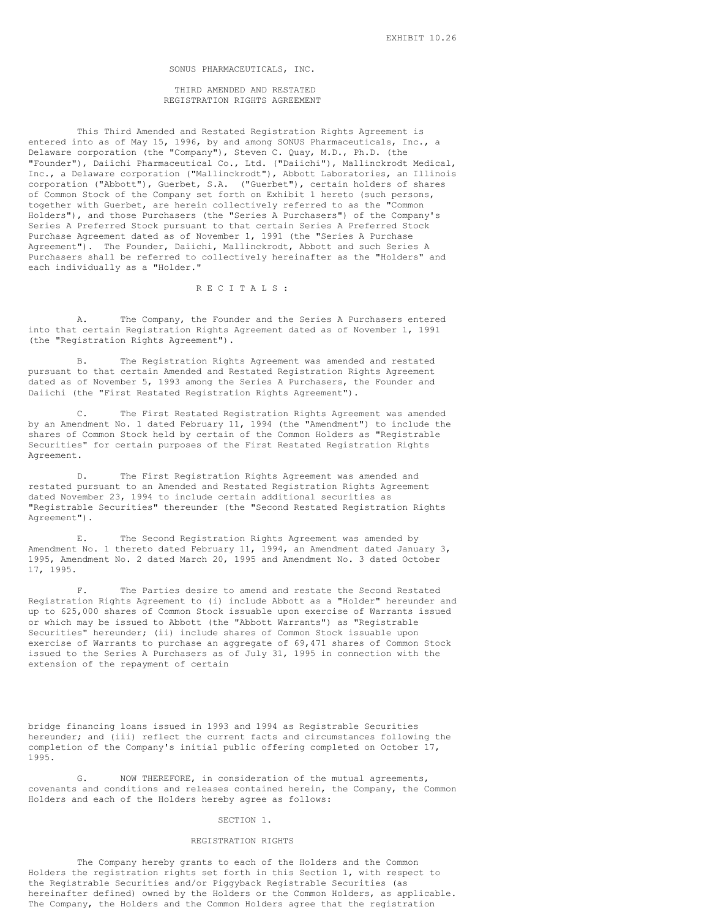EXHIBIT 10.26

SONUS PHARMACEUTICALS, INC.

THIRD AMENDED AND RESTATED
REGISTRATION RIGHTS AGREEMENT

This Third Amended and Restated Registration Rights Agreement is entered into as of May 15, 1996, by and among SONUS Pharmaceuticals, Inc., a Delaware corporation (the "Company"), Steven C. Quay, M.D., Ph.D. (the "Founder"), Daiichi Pharmaceutical Co., Ltd. ("Daiichi"), Mallinckrodt Medical, Inc., a Delaware corporation ("Mallinckrodt"), Abbott Laboratories, an Illinois corporation ("Abbott"), Guerbet, S.A. ("Guerbet"), certain holders of shares of Common Stock of the Company set forth on Exhibit 1 hereto (such persons, together with Guerbet, are herein collectively referred to as the "Common Holders"), and those Purchasers (the "Series A Purchasers") of the Company's Series A Preferred Stock pursuant to that certain Series A Preferred Stock Purchase Agreement dated as of November 1, 1991 (the "Series A Purchase Agreement"). The Founder, Daiichi, Mallinckrodt, Abbott and such Series A Purchasers shall be referred to collectively hereinafter as the "Holders" and each individually as a "Holder."

R E C I T A L S :

A. The Company, the Founder and the Series A Purchasers entered into that certain Registration Rights Agreement dated as of November 1, 1991 (the "Registration Rights Agreement").

B. The Registration Rights Agreement was amended and restated pursuant to that certain Amended and Restated Registration Rights Agreement dated as of November 5, 1993 among the Series A Purchasers, the Founder and Daiichi (the "First Restated Registration Rights Agreement").

C. The First Restated Registration Rights Agreement was amended by an Amendment No. 1 dated February 11, 1994 (the "Amendment") to include the shares of Common Stock held by certain of the Common Holders as "Registrable Securities" for certain purposes of the First Restated Registration Rights Agreement.

D. The First Registration Rights Agreement was amended and restated pursuant to an Amended and Restated Registration Rights Agreement dated November 23, 1994 to include certain additional securities as "Registrable Securities" thereunder (the "Second Restated Registration Rights Agreement").

E. The Second Registration Rights Agreement was amended by Amendment No. 1 thereto dated February 11, 1994, an Amendment dated January 3, 1995, Amendment No. 2 dated March 20, 1995 and Amendment No. 3 dated October 17, 1995.

F. The Parties desire to amend and restate the Second Restated Registration Rights Agreement to (i) include Abbott as a "Holder" hereunder and up to 625,000 shares of Common Stock issuable upon exercise of Warrants issued or which may be issued to Abbott (the "Abbott Warrants") as "Registrable Securities" hereunder; (ii) include shares of Common Stock issuable upon exercise of Warrants to purchase an aggregate of 69,471 shares of Common Stock issued to the Series A Purchasers as of July 31, 1995 in connection with the extension of the repayment of certain bridge financing loans issued in 1993 and 1994 as Registrable Securities hereunder; and (iii) reflect the current facts and circumstances following the completion of the Company's initial public offering completed on October 17, 1995.

G. NOW THEREFORE, in consideration of the mutual agreements, covenants and conditions and releases contained herein, the Company, the Common Holders and each of the Holders hereby agree as follows:

SECTION 1.

REGISTRATION RIGHTS

The Company hereby grants to each of the Holders and the Common Holders the registration rights set forth in this Section 1, with respect to the Registrable Securities and/or Piggyback Registrable Securities (as hereinafter defined) owned by the Holders or the Common Holders, as applicable. The Company, the Holders and the Common Holders agree that the registration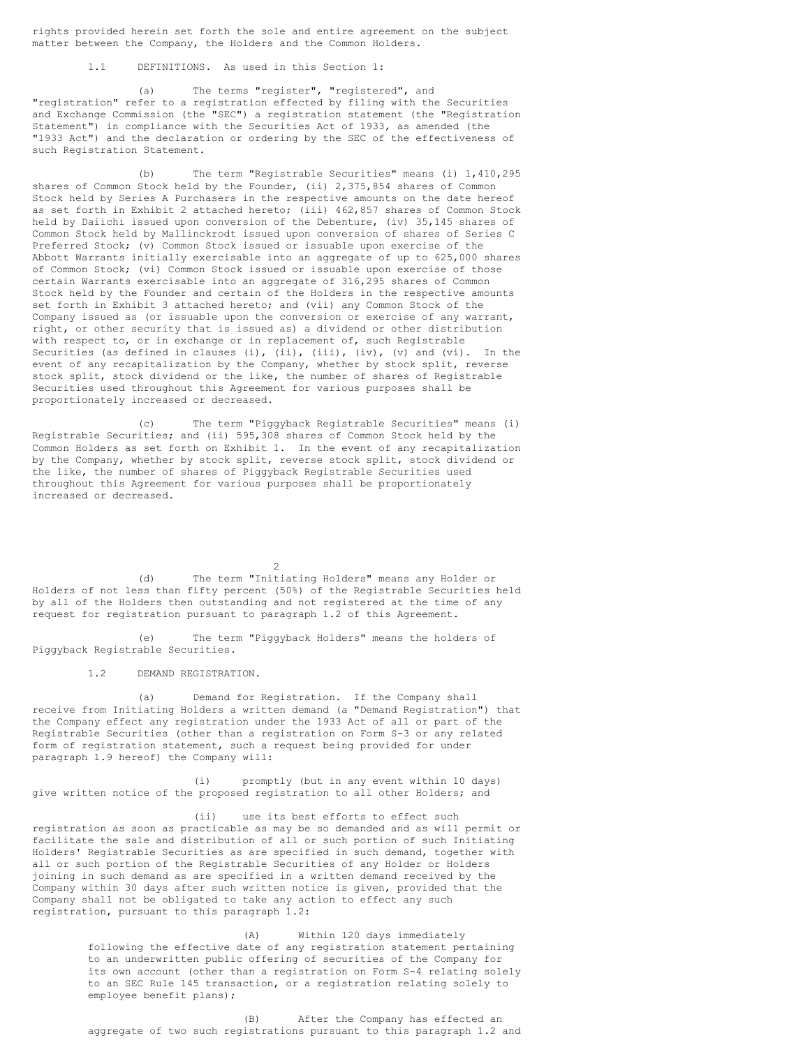rights provided herein set forth the sole and entire agreement on the subject matter between the Company, the Holders and the Common Holders.

1.1 DEFINITIONS. As used in this Section 1:

(a) The terms "register", "registered", and "registration" refer to a registration effected by filing with the Securities and Exchange Commission (the "SEC") a registration statement (the "Registration Statement") in compliance with the Securities Act of 1933, as amended (the "1933 Act") and the declaration or ordering by the SEC of the effectiveness of such Registration Statement.

(b) The term "Registrable Securities" means (i) 1,410,295 shares of Common Stock held by the Founder, (ii) 2,375,854 shares of Common Stock held by Series A Purchasers in the respective amounts on the date hereof as set forth in Exhibit 2 attached hereto; (iii) 462,857 shares of Common Stock held by Daiichi issued upon conversion of the Debenture, (iv) 35,145 shares of Common Stock held by Mallinckrodt issued upon conversion of shares of Series C Preferred Stock; (v) Common Stock issued or issuable upon exercise of the Abbott Warrants initially exercisable into an aggregate of up to 625,000 shares of Common Stock; (vi) Common Stock issued or issuable upon exercise of those certain Warrants exercisable into an aggregate of 316,295 shares of Common Stock held by the Founder and certain of the Holders in the respective amounts set forth in Exhibit 3 attached hereto; and (vii) any Common Stock of the Company issued as (or issuable upon the conversion or exercise of any warrant, right, or other security that is issued as) a dividend or other distribution with respect to, or in exchange or in replacement of, such Registrable Securities (as defined in clauses (i), (ii), (iii), (iv), (v) and (vi). In the event of any recapitalization by the Company, whether by stock split, reverse stock split, stock dividend or the like, the number of shares of Registrable Securities used throughout this Agreement for various purposes shall be proportionately increased or decreased.

(c) The term "Piggyback Registrable Securities" means (i) Registrable Securities; and (ii) 595,308 shares of Common Stock held by the Common Holders as set forth on Exhibit 1. In the event of any recapitalization by the Company, whether by stock split, reverse stock split, stock dividend or the like, the number of shares of Piggyback Registrable Securities used throughout this Agreement for various purposes shall be proportionately increased or decreased.

(d) The term "Initiating Holders" means any Holder or Holders of not less than fifty percent (50%) of the Registrable Securities held by all of the Holders then outstanding and not registered at the time of any request for registration pursuant to paragraph 1.2 of this Agreement.

(e) The term "Piggyback Holders" means the holders of Piggyback Registrable Securities.

1.2 DEMAND REGISTRATION.

(a) Demand for Registration. If the Company shall receive from Initiating Holders a written demand (a "Demand Registration") that the Company effect any registration under the 1933 Act of all or part of the Registrable Securities (other than a registration on Form S-3 or any related form of registration statement, such a request being provided for under paragraph 1.9 hereof) the Company will:

(i) promptly (but in any event within 10 days) give written notice of the proposed registration to all other Holders; and

(ii) use its best efforts to effect such registration as soon as practicable as may be so demanded and as will permit or facilitate the sale and distribution of all or such portion of such Initiating Holders' Registrable Securities as are specified in such demand, together with all or such portion of the Registrable Securities of any Holder or Holders joining in such demand as are specified in a written demand received by the Company within 30 days after such written notice is given, provided that the Company shall not be obligated to take any action to effect any such registration, pursuant to this paragraph 1.2:

(A) Within 120 days immediately following the effective date of any registration statement pertaining to an underwritten public offering of securities of the Company for its own account (other than a registration on Form S-4 relating solely to an SEC Rule 145 transaction, or a registration relating solely to employee benefit plans);

(B) After the Company has effected an aggregate of two such registrations pursuant to this paragraph 1.2 and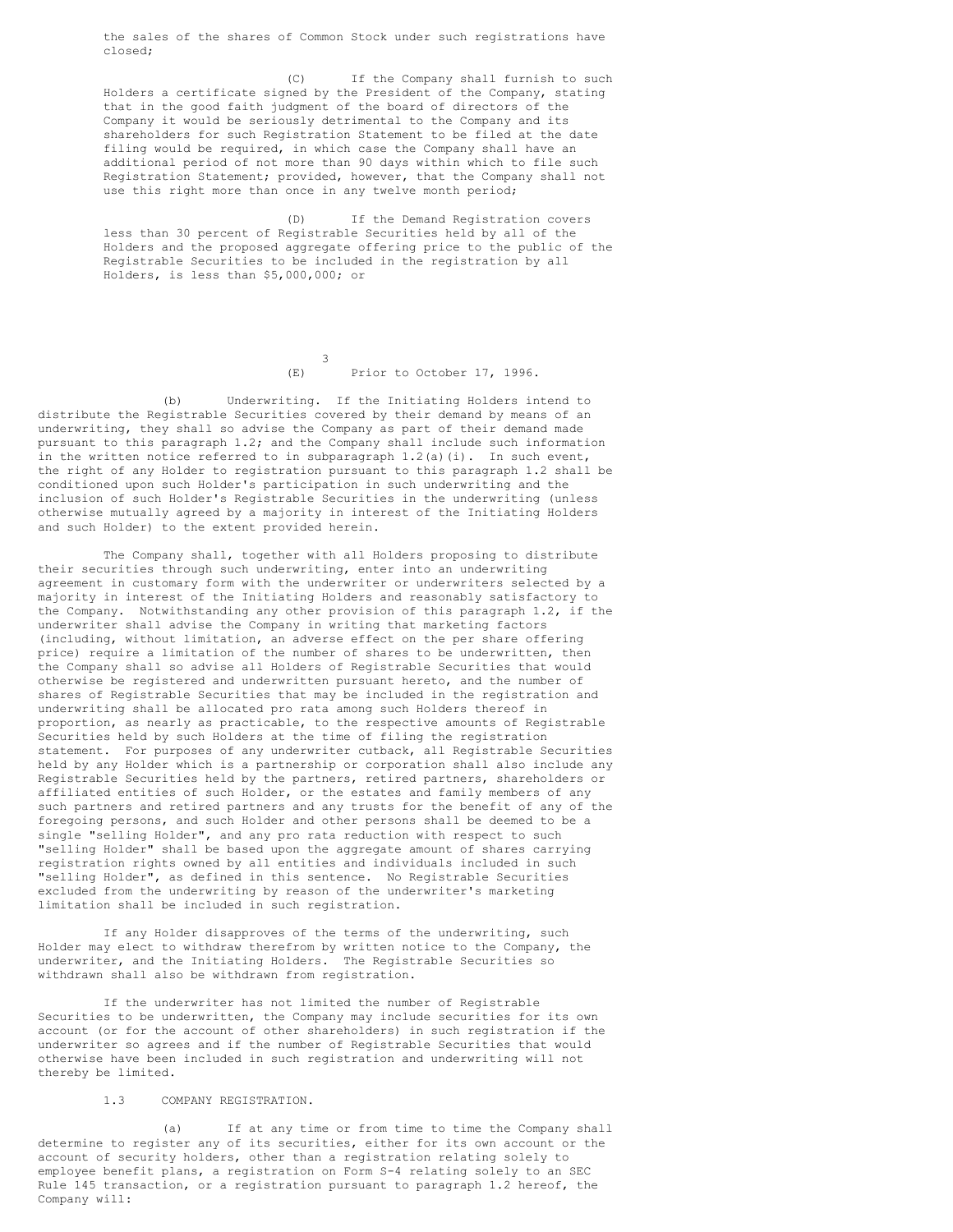the sales of the shares of Common Stock under such registrations have closed;

(C) If the Company shall furnish to such Holders a certificate signed by the President of the Company, stating that in the good faith judgment of the board of directors of the Company it would be seriously detrimental to the Company and its shareholders for such Registration Statement to be filed at the date filing would be required, in which case the Company shall have an additional period of not more than 90 days within which to file such Registration Statement; provided, however, that the Company shall not use this right more than once in any twelve month period;

(D) If the Demand Registration covers less than 30 percent of Registrable Securities held by all of the Holders and the proposed aggregate offering price to the public of the Registrable Securities to be included in the registration by all Holders, is less than $5,000,000; or

(E) Prior to October 17, 1996.

(b) Underwriting. If the Initiating Holders intend to distribute the Registrable Securities covered by their demand by means of an underwriting, they shall so advise the Company as part of their demand made pursuant to this paragraph 1.2; and the Company shall include such information in the written notice referred to in subparagraph 1.2(a)(i). In such event, the right of any Holder to registration pursuant to this paragraph 1.2 shall be conditioned upon such Holder's participation in such underwriting and the inclusion of such Holder's Registrable Securities in the underwriting (unless otherwise mutually agreed by a majority in interest of the Initiating Holders and such Holder) to the extent provided herein.

The Company shall, together with all Holders proposing to distribute their securities through such underwriting, enter into an underwriting agreement in customary form with the underwriter or underwriters selected by a majority in interest of the Initiating Holders and reasonably satisfactory to the Company. Notwithstanding any other provision of this paragraph 1.2, if the underwriter shall advise the Company in writing that marketing factors (including, without limitation, an adverse effect on the per share offering price) require a limitation of the number of shares to be underwritten, then the Company shall so advise all Holders of Registrable Securities that would otherwise be registered and underwritten pursuant hereto, and the number of shares of Registrable Securities that may be included in the registration and underwriting shall be allocated pro rata among such Holders thereof in proportion, as nearly as practicable, to the respective amounts of Registrable Securities held by such Holders at the time of filing the registration statement. For purposes of any underwriter cutback, all Registrable Securities held by any Holder which is a partnership or corporation shall also include any Registrable Securities held by the partners, retired partners, shareholders or affiliated entities of such Holder, or the estates and family members of any such partners and retired partners and any trusts for the benefit of any of the foregoing persons, and such Holder and other persons shall be deemed to be a single "selling Holder", and any pro rata reduction with respect to such "selling Holder" shall be based upon the aggregate amount of shares carrying registration rights owned by all entities and individuals included in such "selling Holder", as defined in this sentence. No Registrable Securities excluded from the underwriting by reason of the underwriter's marketing limitation shall be included in such registration.

If any Holder disapproves of the terms of the underwriting, such Holder may elect to withdraw therefrom by written notice to the Company, the underwriter, and the Initiating Holders. The Registrable Securities so withdrawn shall also be withdrawn from registration.

If the underwriter has not limited the number of Registrable Securities to be underwritten, the Company may include securities for its own account (or for the account of other shareholders) in such registration if the underwriter so agrees and if the number of Registrable Securities that would otherwise have been included in such registration and underwriting will not thereby be limited.

1.3 COMPANY REGISTRATION.

(a) If at any time or from time to time the Company shall determine to register any of its securities, either for its own account or the account of security holders, other than a registration relating solely to employee benefit plans, a registration on Form S-4 relating solely to an SEC Rule 145 transaction, or a registration pursuant to paragraph 1.2 hereof, the Company will: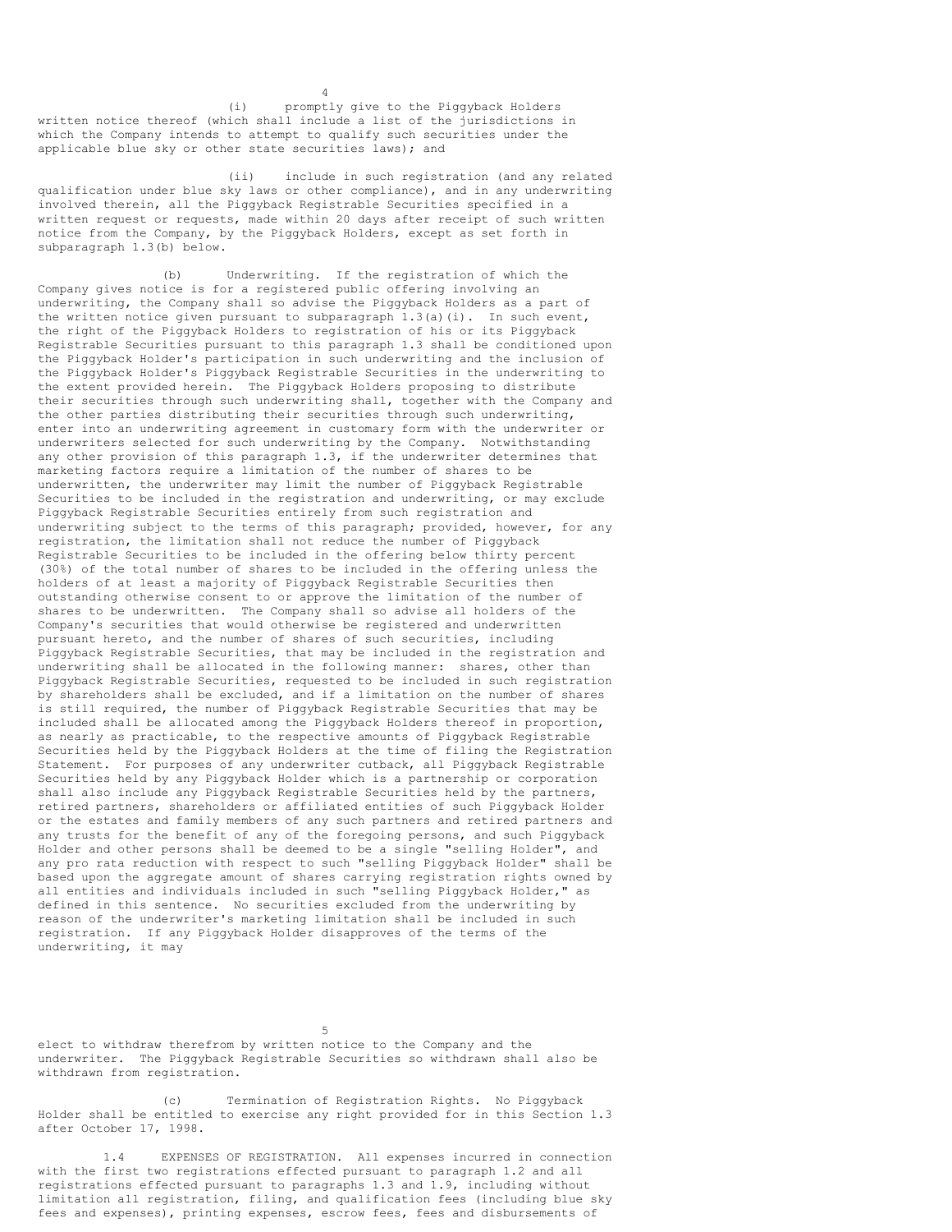(i) promptly give to the Piggyback Holders written notice thereof (which shall include a list of the jurisdictions in which the Company intends to attempt to qualify such securities under the applicable blue sky or other state securities laws); and

(ii) include in such registration (and any related qualification under blue sky laws or other compliance), and in any underwriting involved therein, all the Piggyback Registrable Securities specified in a written request or requests, made within 20 days after receipt of such written notice from the Company, by the Piggyback Holders, except as set forth in subparagraph 1.3(b) below.

(b) Underwriting. If the registration of which the Company gives notice is for a registered public offering involving an underwriting, the Company shall so advise the Piggyback Holders as a part of the written notice given pursuant to subparagraph 1.3(a)(i). In such event, the right of the Piggyback Holders to registration of his or its Piggyback Registrable Securities pursuant to this paragraph 1.3 shall be conditioned upon the Piggyback Holder's participation in such underwriting and the inclusion of the Piggyback Holder's Piggyback Registrable Securities in the underwriting to the extent provided herein. The Piggyback Holders proposing to distribute their securities through such underwriting shall, together with the Company and the other parties distributing their securities through such underwriting, enter into an underwriting agreement in customary form with the underwriter or underwriters selected for such underwriting by the Company. Notwithstanding any other provision of this paragraph 1.3, if the underwriter determines that marketing factors require a limitation of the number of shares to be underwritten, the underwriter may limit the number of Piggyback Registrable Securities to be included in the registration and underwriting, or may exclude Piggyback Registrable Securities entirely from such registration and underwriting subject to the terms of this paragraph; provided, however, for any registration, the limitation shall not reduce the number of Piggyback Registrable Securities to be included in the offering below thirty percent (30%) of the total number of shares to be included in the offering unless the holders of at least a majority of Piggyback Registrable Securities then outstanding otherwise consent to or approve the limitation of the number of shares to be underwritten. The Company shall so advise all holders of the Company's securities that would otherwise be registered and underwritten pursuant hereto, and the number of shares of such securities, including Piggyback Registrable Securities, that may be included in the registration and underwriting shall be allocated in the following manner: shares, other than Piggyback Registrable Securities, requested to be included in such registration by shareholders shall be excluded, and if a limitation on the number of shares is still required, the number of Piggyback Registrable Securities that may be included shall be allocated among the Piggyback Holders thereof in proportion, as nearly as practicable, to the respective amounts of Piggyback Registrable Securities held by the Piggyback Holders at the time of filing the Registration Statement. For purposes of any underwriter cutback, all Piggyback Registrable Securities held by any Piggyback Holder which is a partnership or corporation shall also include any Piggyback Registrable Securities held by the partners, retired partners, shareholders or affiliated entities of such Piggyback Holder or the estates and family members of any such partners and retired partners and any trusts for the benefit of any of the foregoing persons, and such Piggyback Holder and other persons shall be deemed to be a single "selling Holder", and any pro rata reduction with respect to such "selling Piggyback Holder" shall be based upon the aggregate amount of shares carrying registration rights owned by all entities and individuals included in such "selling Piggyback Holder," as defined in this sentence. No securities excluded from the underwriting by reason of the underwriter's marketing limitation shall be included in such registration. If any Piggyback Holder disapproves of the terms of the underwriting, it may elect to withdraw therefrom by written notice to the Company and the underwriter. The Piggyback Registrable Securities so withdrawn shall also be withdrawn from registration.

(c) Termination of Registration Rights. No Piggyback Holder shall be entitled to exercise any right provided for in this Section 1.3 after October 17, 1998.

1.4 EXPENSES OF REGISTRATION. All expenses incurred in connection with the first two registrations effected pursuant to paragraph 1.2 and all registrations effected pursuant to paragraphs 1.3 and 1.9, including without limitation all registration, filing, and qualification fees (including blue sky fees and expenses), printing expenses, escrow fees, fees and disbursements of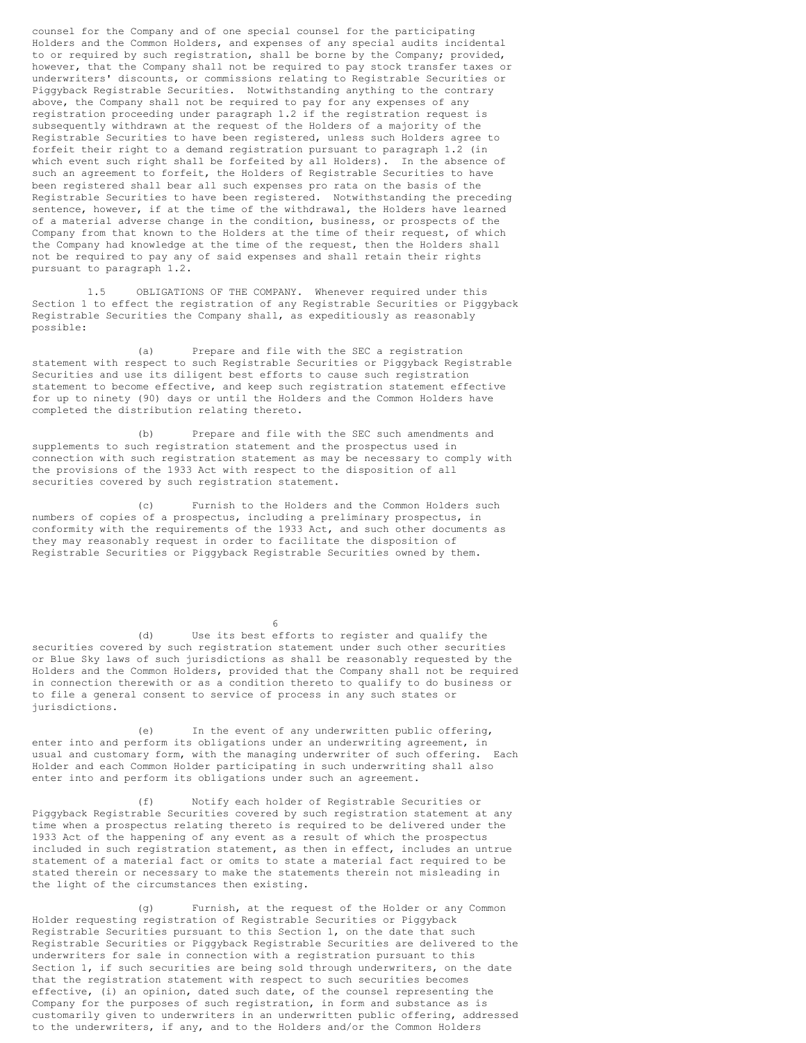counsel for the Company and of one special counsel for the participating Holders and the Common Holders, and expenses of any special audits incidental to or required by such registration, shall be borne by the Company; provided, however, that the Company shall not be required to pay stock transfer taxes or underwriters' discounts, or commissions relating to Registrable Securities or Piggyback Registrable Securities. Notwithstanding anything to the contrary above, the Company shall not be required to pay for any expenses of any registration proceeding under paragraph 1.2 if the registration request is subsequently withdrawn at the request of the Holders of a majority of the Registrable Securities to have been registered, unless such Holders agree to forfeit their right to a demand registration pursuant to paragraph 1.2 (in which event such right shall be forfeited by all Holders). In the absence of such an agreement to forfeit, the Holders of Registrable Securities to have been registered shall bear all such expenses pro rata on the basis of the Registrable Securities to have been registered. Notwithstanding the preceding sentence, however, if at the time of the withdrawal, the Holders have learned of a material adverse change in the condition, business, or prospects of the Company from that known to the Holders at the time of their request, of which the Company had knowledge at the time of the request, then the Holders shall not be required to pay any of said expenses and shall retain their rights pursuant to paragraph 1.2.

1.5 OBLIGATIONS OF THE COMPANY. Whenever required under this Section 1 to effect the registration of any Registrable Securities or Piggyback Registrable Securities the Company shall, as expeditiously as reasonably possible:

(a) Prepare and file with the SEC a registration statement with respect to such Registrable Securities or Piggyback Registrable Securities and use its diligent best efforts to cause such registration statement to become effective, and keep such registration statement effective for up to ninety (90) days or until the Holders and the Common Holders have completed the distribution relating thereto.

(b) Prepare and file with the SEC such amendments and supplements to such registration statement and the prospectus used in connection with such registration statement as may be necessary to comply with the provisions of the 1933 Act with respect to the disposition of all securities covered by such registration statement.

(c) Furnish to the Holders and the Common Holders such numbers of copies of a prospectus, including a preliminary prospectus, in conformity with the requirements of the 1933 Act, and such other documents as they may reasonably request in order to facilitate the disposition of Registrable Securities or Piggyback Registrable Securities owned by them.

(d) Use its best efforts to register and qualify the securities covered by such registration statement under such other securities or Blue Sky laws of such jurisdictions as shall be reasonably requested by the Holders and the Common Holders, provided that the Company shall not be required in connection therewith or as a condition thereto to qualify to do business or to file a general consent to service of process in any such states or jurisdictions.

(e) In the event of any underwritten public offering, enter into and perform its obligations under an underwriting agreement, in usual and customary form, with the managing underwriter of such offering. Each Holder and each Common Holder participating in such underwriting shall also enter into and perform its obligations under such an agreement.

(f) Notify each holder of Registrable Securities or Piggyback Registrable Securities covered by such registration statement at any time when a prospectus relating thereto is required to be delivered under the 1933 Act of the happening of any event as a result of which the prospectus included in such registration statement, as then in effect, includes an untrue statement of a material fact or omits to state a material fact required to be stated therein or necessary to make the statements therein not misleading in the light of the circumstances then existing.

(g) Furnish, at the request of the Holder or any Common Holder requesting registration of Registrable Securities or Piggyback Registrable Securities pursuant to this Section 1, on the date that such Registrable Securities or Piggyback Registrable Securities are delivered to the underwriters for sale in connection with a registration pursuant to this Section 1, if such securities are being sold through underwriters, on the date that the registration statement with respect to such securities becomes effective, (i) an opinion, dated such date, of the counsel representing the Company for the purposes of such registration, in form and substance as is customarily given to underwriters in an underwritten public offering, addressed to the underwriters, if any, and to the Holders and/or the Common Holders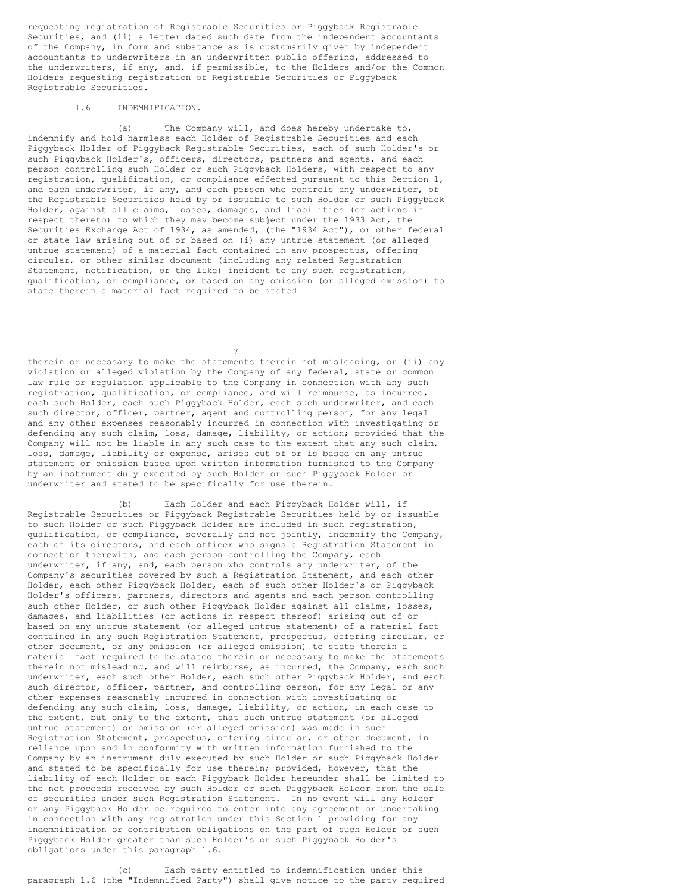requesting registration of Registrable Securities or Piggyback Registrable Securities, and (ii) a letter dated such date from the independent accountants of the Company, in form and substance as is customarily given by independent accountants to underwriters in an underwritten public offering, addressed to the underwriters, if any, and, if permissible, to the Holders and/or the Common Holders requesting registration of Registrable Securities or Piggyback Registrable Securities.

1.6 INDEMNIFICATION.

(a) The Company will, and does hereby undertake to, indemnify and hold harmless each Holder of Registrable Securities and each Piggyback Holder of Piggyback Registrable Securities, each of such Holder's or such Piggyback Holder's, officers, directors, partners and agents, and each person controlling such Holder or such Piggyback Holders, with respect to any registration, qualification, or compliance effected pursuant to this Section 1, and each underwriter, if any, and each person who controls any underwriter, of the Registrable Securities held by or issuable to such Holder or such Piggyback Holder, against all claims, losses, damages, and liabilities (or actions in respect thereto) to which they may become subject under the 1933 Act, the Securities Exchange Act of 1934, as amended, (the "1934 Act"), or other federal or state law arising out of or based on (i) any untrue statement (or alleged untrue statement) of a material fact contained in any prospectus, offering circular, or other similar document (including any related Registration Statement, notification, or the like) incident to any such registration, qualification, or compliance, or based on any omission (or alleged omission) to state therein a material fact required to be stated therein or necessary to make the statements therein not misleading, or (ii) any violation or alleged violation by the Company of any federal, state or common law rule or regulation applicable to the Company in connection with any such registration, qualification, or compliance, and will reimburse, as incurred, each such Holder, each such Piggyback Holder, each such underwriter, and each such director, officer, partner, agent and controlling person, for any legal and any other expenses reasonably incurred in connection with investigating or defending any such claim, loss, damage, liability, or action; provided that the Company will not be liable in any such case to the extent that any such claim, loss, damage, liability or expense, arises out of or is based on any untrue statement or omission based upon written information furnished to the Company by an instrument duly executed by such Holder or such Piggyback Holder or underwriter and stated to be specifically for use therein.

(b) Each Holder and each Piggyback Holder will, if Registrable Securities or Piggyback Registrable Securities held by or issuable to such Holder or such Piggyback Holder are included in such registration, qualification, or compliance, severally and not jointly, indemnify the Company, each of its directors, and each officer who signs a Registration Statement in connection therewith, and each person controlling the Company, each underwriter, if any, and, each person who controls any underwriter, of the Company's securities covered by such a Registration Statement, and each other Holder, each other Piggyback Holder, each of such other Holder's or Piggyback Holder's officers, partners, directors and agents and each person controlling such other Holder, or such other Piggyback Holder against all claims, losses, damages, and liabilities (or actions in respect thereof) arising out of or based on any untrue statement (or alleged untrue statement) of a material fact contained in any such Registration Statement, prospectus, offering circular, or other document, or any omission (or alleged omission) to state therein a material fact required to be stated therein or necessary to make the statements therein not misleading, and will reimburse, as incurred, the Company, each such underwriter, each such other Holder, each such other Piggyback Holder, and each such director, officer, partner, and controlling person, for any legal or any other expenses reasonably incurred in connection with investigating or defending any such claim, loss, damage, liability, or action, in each case to the extent, but only to the extent, that such untrue statement (or alleged untrue statement) or omission (or alleged omission) was made in such Registration Statement, prospectus, offering circular, or other document, in reliance upon and in conformity with written information furnished to the Company by an instrument duly executed by such Holder or such Piggyback Holder and stated to be specifically for use therein; provided, however, that the liability of each Holder or each Piggyback Holder hereunder shall be limited to the net proceeds received by such Holder or such Piggyback Holder from the sale of securities under such Registration Statement. In no event will any Holder or any Piggyback Holder be required to enter into any agreement or undertaking in connection with any registration under this Section 1 providing for any indemnification or contribution obligations on the part of such Holder or such Piggyback Holder greater than such Holder's or such Piggyback Holder's obligations under this paragraph 1.6.

(c) Each party entitled to indemnification under this paragraph 1.6 (the "Indemnified Party") shall give notice to the party required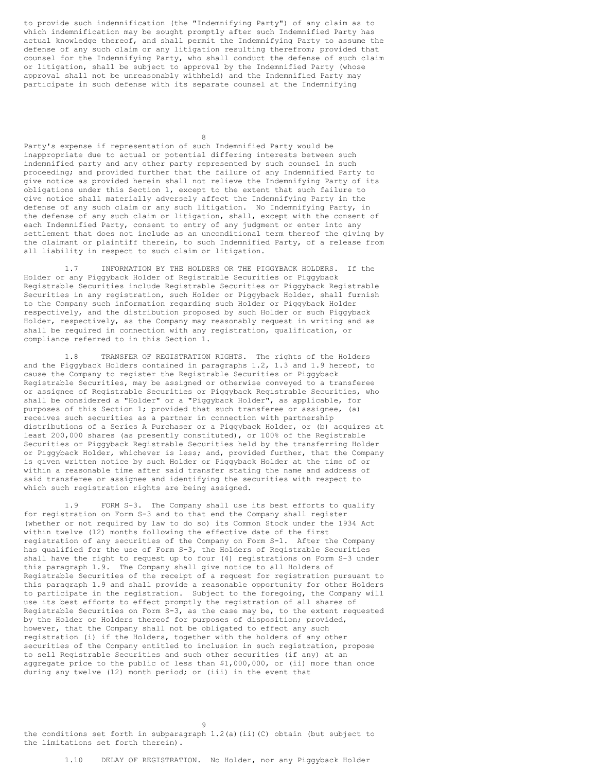to provide such indemnification (the "Indemnifying Party") of any claim as to which indemnification may be sought promptly after such Indemnified Party has actual knowledge thereof, and shall permit the Indemnifying Party to assume the defense of any such claim or any litigation resulting therefrom; provided that counsel for the Indemnifying Party, who shall conduct the defense of such claim or litigation, shall be subject to approval by the Indemnified Party (whose approval shall not be unreasonably withheld) and the Indemnified Party may participate in such defense with its separate counsel at the Indemnifying Party's expense if representation of such Indemnified Party would be inappropriate due to actual or potential differing interests between such indemnified party and any other party represented by such counsel in such proceeding; and provided further that the failure of any Indemnified Party to give notice as provided herein shall not relieve the Indemnifying Party of its obligations under this Section 1, except to the extent that such failure to give notice shall materially adversely affect the Indemnifying Party in the defense of any such claim or any such litigation. No Indemnifying Party, in the defense of any such claim or litigation, shall, except with the consent of each Indemnified Party, consent to entry of any judgment or enter into any settlement that does not include as an unconditional term thereof the giving by the claimant or plaintiff therein, to such Indemnified Party, of a release from all liability in respect to such claim or litigation.

1.7 INFORMATION BY THE HOLDERS OR THE PIGGYBACK HOLDERS. If the Holder or any Piggyback Holder of Registrable Securities or Piggyback Registrable Securities include Registrable Securities or Piggyback Registrable Securities in any registration, such Holder or Piggyback Holder, shall furnish to the Company such information regarding such Holder or Piggyback Holder respectively, and the distribution proposed by such Holder or such Piggyback Holder, respectively, as the Company may reasonably request in writing and as shall be required in connection with any registration, qualification, or compliance referred to in this Section 1.

1.8 TRANSFER OF REGISTRATION RIGHTS. The rights of the Holders and the Piggyback Holders contained in paragraphs 1.2, 1.3 and 1.9 hereof, to cause the Company to register the Registrable Securities or Piggyback Registrable Securities, may be assigned or otherwise conveyed to a transferee or assignee of Registrable Securities or Piggyback Registrable Securities, who shall be considered a "Holder" or a "Piggyback Holder", as applicable, for purposes of this Section 1; provided that such transferee or assignee, (a) receives such securities as a partner in connection with partnership distributions of a Series A Purchaser or a Piggyback Holder, or (b) acquires at least 200,000 shares (as presently constituted), or 100% of the Registrable Securities or Piggyback Registrable Securities held by the transferring Holder or Piggyback Holder, whichever is less; and, provided further, that the Company is given written notice by such Holder or Piggyback Holder at the time of or within a reasonable time after said transfer stating the name and address of said transferee or assignee and identifying the securities with respect to which such registration rights are being assigned.

1.9 FORM S-3. The Company shall use its best efforts to qualify for registration on Form S-3 and to that end the Company shall register (whether or not required by law to do so) its Common Stock under the 1934 Act within twelve (12) months following the effective date of the first registration of any securities of the Company on Form S-1. After the Company has qualified for the use of Form S-3, the Holders of Registrable Securities shall have the right to request up to four (4) registrations on Form S-3 under this paragraph 1.9. The Company shall give notice to all Holders of Registrable Securities of the receipt of a request for registration pursuant to this paragraph 1.9 and shall provide a reasonable opportunity for other Holders to participate in the registration. Subject to the foregoing, the Company will use its best efforts to effect promptly the registration of all shares of Registrable Securities on Form S-3, as the case may be, to the extent requested by the Holder or Holders thereof for purposes of disposition; provided, however, that the Company shall not be obligated to effect any such registration (i) if the Holders, together with the holders of any other securities of the Company entitled to inclusion in such registration, propose to sell Registrable Securities and such other securities (if any) at an aggregate price to the public of less than $1,000,000, or (ii) more than once during any twelve (12) month period; or (iii) in the event that the conditions set forth in subparagraph 1.2(a)(ii)(C) obtain (but subject to the limitations set forth therein).

1.10 DELAY OF REGISTRATION. No Holder, nor any Piggyback Holder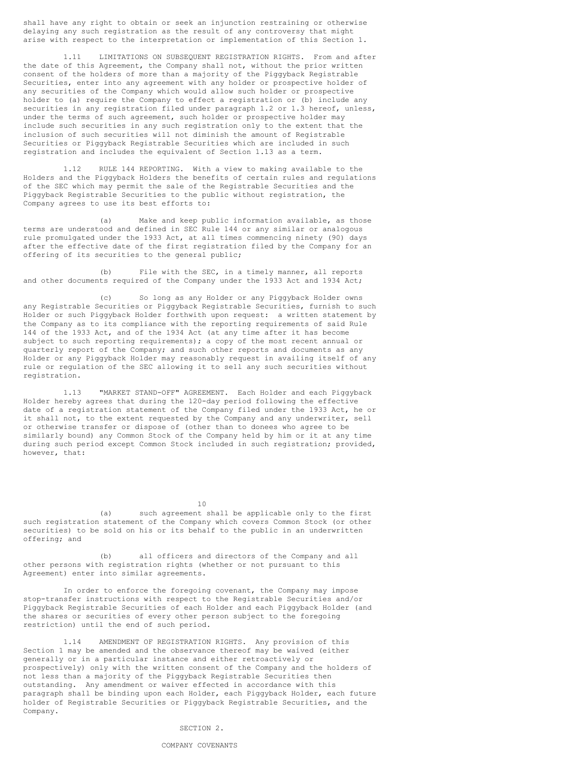shall have any right to obtain or seek an injunction restraining or otherwise delaying any such registration as the result of any controversy that might arise with respect to the interpretation or implementation of this Section 1.

1.11 LIMITATIONS ON SUBSEQUENT REGISTRATION RIGHTS. From and after the date of this Agreement, the Company shall not, without the prior written consent of the holders of more than a majority of the Piggyback Registrable Securities, enter into any agreement with any holder or prospective holder of any securities of the Company which would allow such holder or prospective holder to (a) require the Company to effect a registration or (b) include any securities in any registration filed under paragraph 1.2 or 1.3 hereof, unless, under the terms of such agreement, such holder or prospective holder may include such securities in any such registration only to the extent that the inclusion of such securities will not diminish the amount of Registrable Securities or Piggyback Registrable Securities which are included in such registration and includes the equivalent of Section 1.13 as a term.

1.12 RULE 144 REPORTING. With a view to making available to the Holders and the Piggyback Holders the benefits of certain rules and regulations of the SEC which may permit the sale of the Registrable Securities and the Piggyback Registrable Securities to the public without registration, the Company agrees to use its best efforts to:

(a) Make and keep public information available, as those terms are understood and defined in SEC Rule 144 or any similar or analogous rule promulgated under the 1933 Act, at all times commencing ninety (90) days after the effective date of the first registration filed by the Company for an offering of its securities to the general public;

(b) File with the SEC, in a timely manner, all reports and other documents required of the Company under the 1933 Act and 1934 Act;

(c) So long as any Holder or any Piggyback Holder owns any Registrable Securities or Piggyback Registrable Securities, furnish to such Holder or such Piggyback Holder forthwith upon request: a written statement by the Company as to its compliance with the reporting requirements of said Rule 144 of the 1933 Act, and of the 1934 Act (at any time after it has become subject to such reporting requirements); a copy of the most recent annual or quarterly report of the Company; and such other reports and documents as any Holder or any Piggyback Holder may reasonably request in availing itself of any rule or regulation of the SEC allowing it to sell any such securities without registration.

1.13 "MARKET STAND-OFF" AGREEMENT. Each Holder and each Piggyback Holder hereby agrees that during the 120-day period following the effective date of a registration statement of the Company filed under the 1933 Act, he or it shall not, to the extent requested by the Company and any underwriter, sell or otherwise transfer or dispose of (other than to donees who agree to be similarly bound) any Common Stock of the Company held by him or it at any time during such period except Common Stock included in such registration; provided, however, that:

(a) such agreement shall be applicable only to the first such registration statement of the Company which covers Common Stock (or other securities) to be sold on his or its behalf to the public in an underwritten offering; and

(b) all officers and directors of the Company and all other persons with registration rights (whether or not pursuant to this Agreement) enter into similar agreements.

In order to enforce the foregoing covenant, the Company may impose stop-transfer instructions with respect to the Registrable Securities and/or Piggyback Registrable Securities of each Holder and each Piggyback Holder (and the shares or securities of every other person subject to the foregoing restriction) until the end of such period.

1.14 AMENDMENT OF REGISTRATION RIGHTS. Any provision of this Section 1 may be amended and the observance thereof may be waived (either generally or in a particular instance and either retroactively or prospectively) only with the written consent of the Company and the holders of not less than a majority of the Piggyback Registrable Securities then outstanding. Any amendment or waiver effected in accordance with this paragraph shall be binding upon each Holder, each Piggyback Holder, each future holder of Registrable Securities or Piggyback Registrable Securities, and the Company.

## SECTION 2.

## COMPANY COVENANTS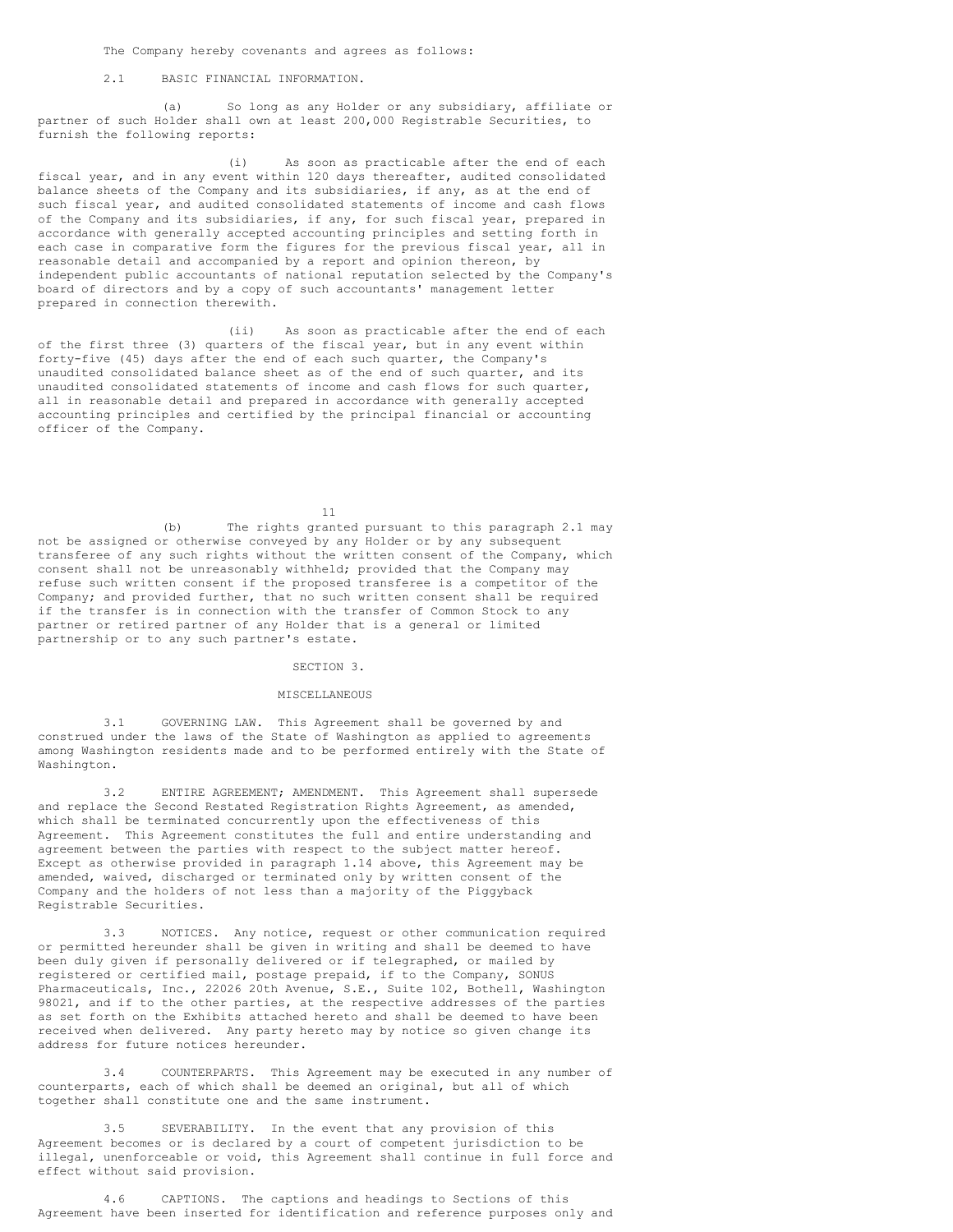The Company hereby covenants and agrees as follows:

2.1 BASIC FINANCIAL INFORMATION.

(a) So long as any Holder or any subsidiary, affiliate or partner of such Holder shall own at least 200,000 Registrable Securities, to furnish the following reports:

(i) As soon as practicable after the end of each fiscal year, and in any event within 120 days thereafter, audited consolidated balance sheets of the Company and its subsidiaries, if any, as at the end of such fiscal year, and audited consolidated statements of income and cash flows of the Company and its subsidiaries, if any, for such fiscal year, prepared in accordance with generally accepted accounting principles and setting forth in each case in comparative form the figures for the previous fiscal year, all in reasonable detail and accompanied by a report and opinion thereon, by independent public accountants of national reputation selected by the Company's board of directors and by a copy of such accountants' management letter prepared in connection therewith.

(ii) As soon as practicable after the end of each of the first three (3) quarters of the fiscal year, but in any event within forty-five (45) days after the end of each such quarter, the Company's unaudited consolidated balance sheet as of the end of such quarter, and its unaudited consolidated statements of income and cash flows for such quarter, all in reasonable detail and prepared in accordance with generally accepted accounting principles and certified by the principal financial or accounting officer of the Company.

(b) The rights granted pursuant to this paragraph 2.1 may not be assigned or otherwise conveyed by any Holder or by any subsequent transferee of any such rights without the written consent of the Company, which consent shall not be unreasonably withheld; provided that the Company may refuse such written consent if the proposed transferee is a competitor of the Company; and provided further, that no such written consent shall be required if the transfer is in connection with the transfer of Common Stock to any partner or retired partner of any Holder that is a general or limited partnership or to any such partner's estate.

## SECTION 3.

## MISCELLANEOUS

3.1 GOVERNING LAW. This Agreement shall be governed by and construed under the laws of the State of Washington as applied to agreements among Washington residents made and to be performed entirely with the State of Washington.

3.2 ENTIRE AGREEMENT; AMENDMENT. This Agreement shall supersede and replace the Second Restated Registration Rights Agreement, as amended, which shall be terminated concurrently upon the effectiveness of this Agreement. This Agreement constitutes the full and entire understanding and agreement between the parties with respect to the subject matter hereof. Except as otherwise provided in paragraph 1.14 above, this Agreement may be amended, waived, discharged or terminated only by written consent of the Company and the holders of not less than a majority of the Piggyback Registrable Securities.

3.3 NOTICES. Any notice, request or other communication required or permitted hereunder shall be given in writing and shall be deemed to have been duly given if personally delivered or if telegraphed, or mailed by registered or certified mail, postage prepaid, if to the Company, SONUS Pharmaceuticals, Inc., 22026 20th Avenue, S.E., Suite 102, Bothell, Washington 98021, and if to the other parties, at the respective addresses of the parties as set forth on the Exhibits attached hereto and shall be deemed to have been received when delivered. Any party hereto may by notice so given change its address for future notices hereunder.

3.4 COUNTERPARTS. This Agreement may be executed in any number of counterparts, each of which shall be deemed an original, but all of which together shall constitute one and the same instrument.

3.5 SEVERABILITY. In the event that any provision of this Agreement becomes or is declared by a court of competent jurisdiction to be illegal, unenforceable or void, this Agreement shall continue in full force and effect without said provision.

3.6 CAPTIONS. The captions and headings to Sections of this Agreement have been inserted for identification and reference purposes only and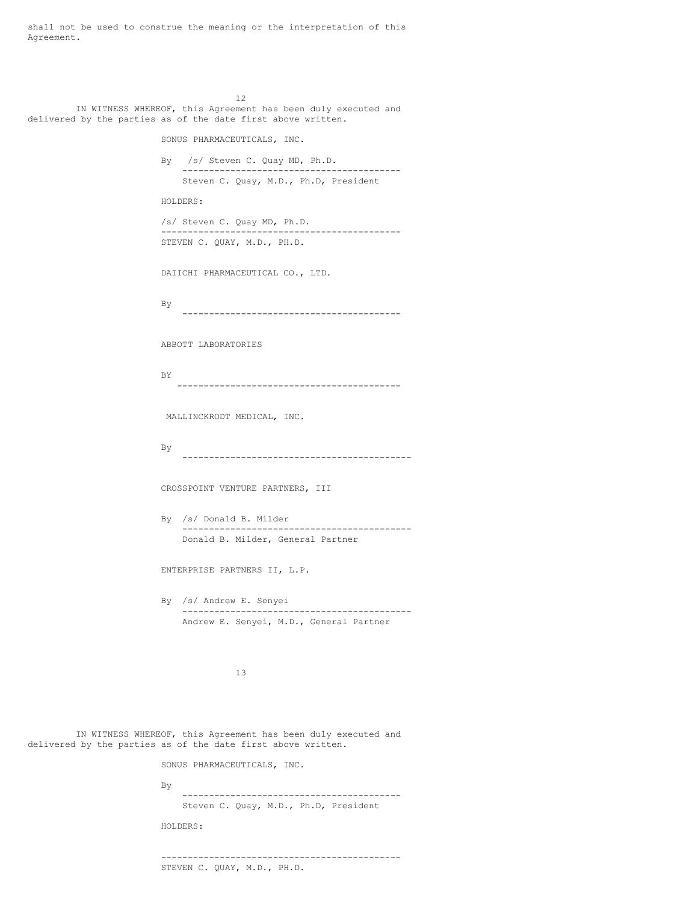shall not be used to construe the meaning or the interpretation of this Agreement.

IN WITNESS WHEREOF, this Agreement has been duly executed and delivered by the parties as of the date first above written.

SONUS PHARMACEUTICALS, INC.

By /s/ Steven C. Quay MD, Ph.D.
-----------------------------------------
Steven C. Quay, M.D., Ph.D, President

HOLDERS:

/s/ Steven C. Quay MD, Ph.D.
---------------------------------------------
STEVEN C. QUAY, M.D., PH.D.

DAIICHI PHARMACEUTICAL CO., LTD.

By
-----------------------------------------

ABBOTT LABORATORIES

BY
-----------------------------------------

MALLINCKRODT MEDICAL, INC.

By
-------------------------------------------

CROSSPOINT VENTURE PARTNERS, III

By /s/ Donald B. Milder
-------------------------------------------
Donald B. Milder, General Partner

ENTERPRISE PARTNERS II, L.P.

By /s/ Andrew E. Senyei
-------------------------------------------
Andrew E. Senyei, M.D., General Partner

IN WITNESS WHEREOF, this Agreement has been duly executed and delivered by the parties as of the date first above written.

SONUS PHARMACEUTICALS, INC.

By
-----------------------------------------
Steven C. Quay, M.D., Ph.D, President

HOLDERS:

---------------------------------------------
STEVEN C. QUAY, M.D., PH.D.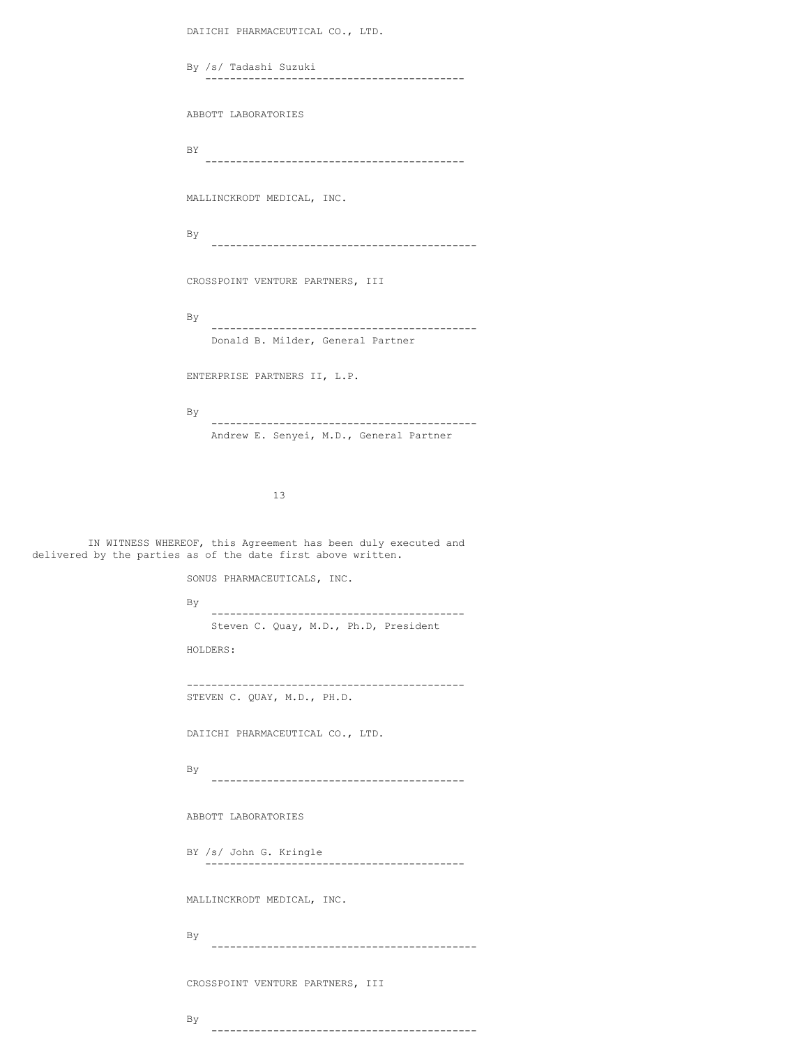DAIICHI PHARMACEUTICAL CO., LTD.

By /s/ Tadashi Suzuki

---

ABBOTT LABORATORIES

BY

---

MALLINCKRODT MEDICAL, INC.

By

---

CROSSPOINT VENTURE PARTNERS, III

By

---

Donald B. Milder, General Partner

ENTERPRISE PARTNERS II, L.P.

By

---

Andrew E. Senyei, M.D., General Partner

IN WITNESS WHEREOF, this Agreement has been duly executed and delivered by the parties as of the date first above written.

SONUS PHARMACEUTICALS, INC.

By

---

Steven C. Quay, M.D., Ph.D, President

HOLDERS:

---

STEVEN C. QUAY, M.D., PH.D.

DAIICHI PHARMACEUTICAL CO., LTD.

By

---

ABBOTT LABORATORIES

BY /s/ John G. Kringle

---

MALLINCKRODT MEDICAL, INC.

By

---

CROSSPOINT VENTURE PARTNERS, III

By

---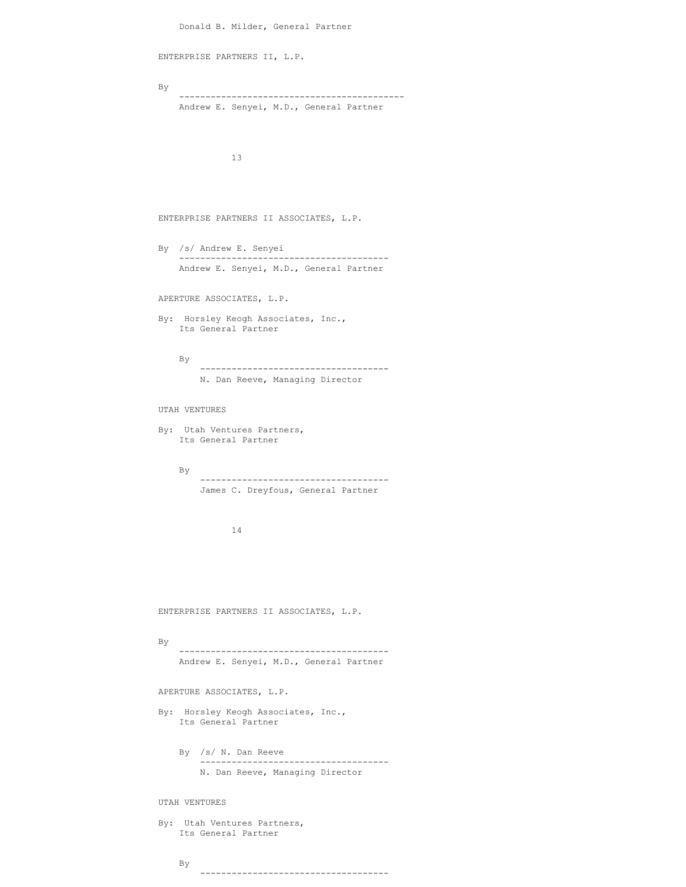Donald B. Milder, General Partner

ENTERPRISE PARTNERS II, L.P.

By
------------------------------------------
Andrew E. Senyei, M.D., General Partner

ENTERPRISE PARTNERS II ASSOCIATES, L.P.

By /s/ Andrew E. Senyei
----------------------------------------
Andrew E. Senyei, M.D., General Partner

APERTURE ASSOCIATES, L.P.

By: Horsley Keogh Associates, Inc.,
Its General Partner

By
------------------------------------
N. Dan Reeve, Managing Director

UTAH VENTURES

By: Utah Ventures Partners,
Its General Partner

By
------------------------------------
James C. Dreyfous, General Partner

ENTERPRISE PARTNERS II ASSOCIATES, L.P.

By
----------------------------------------
Andrew E. Senyei, M.D., General Partner

APERTURE ASSOCIATES, L.P.

By: Horsley Keogh Associates, Inc.,
Its General Partner

By /s/ N. Dan Reeve
------------------------------------
N. Dan Reeve, Managing Director

UTAH VENTURES

By: Utah Ventures Partners,
Its General Partner

By
------------------------------------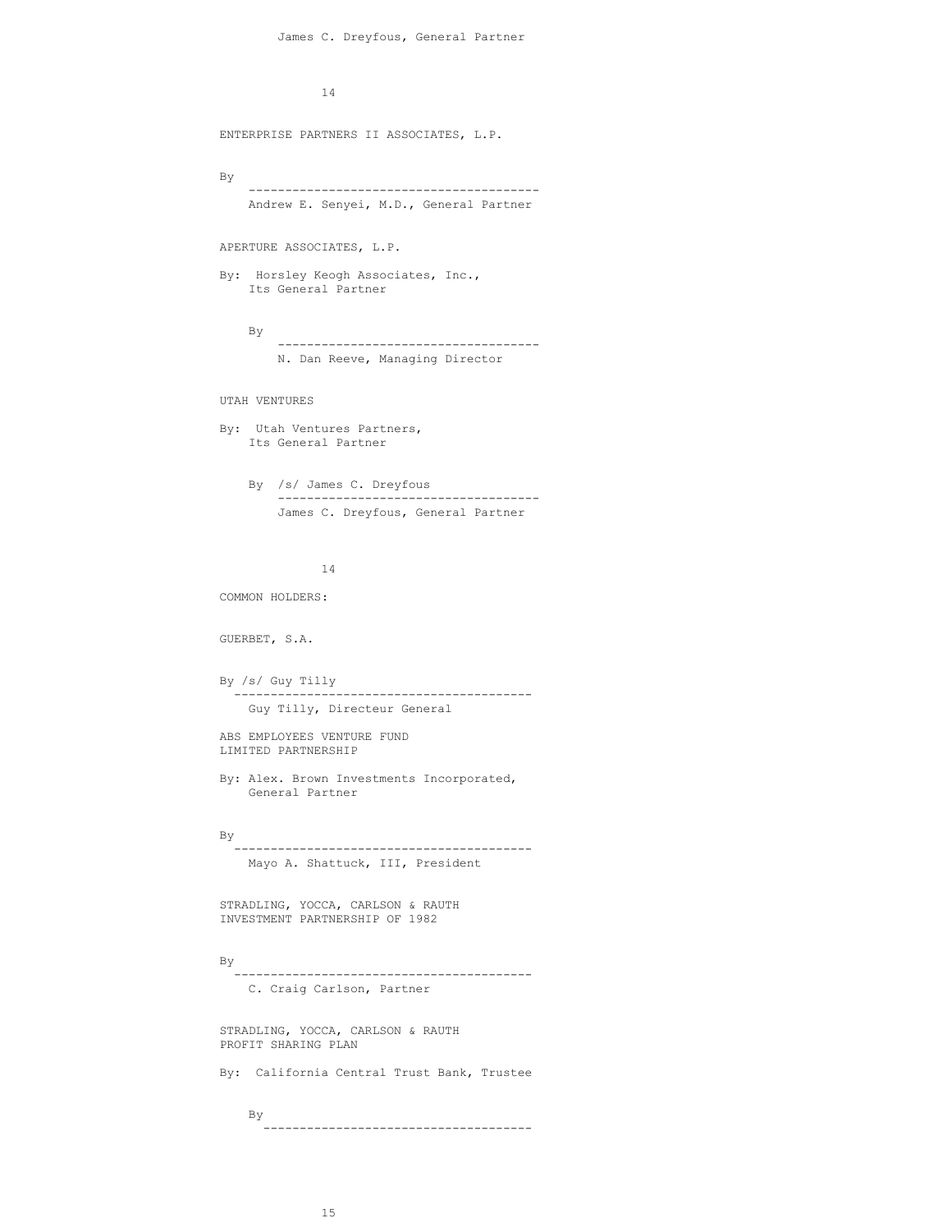James C. Dreyfous, General Partner

ENTERPRISE PARTNERS II ASSOCIATES, L.P.

By
\_\_\_\_\_\_\_\_\_\_\_\_\_\_\_\_\_\_\_\_\_\_\_\_\_\_\_\_\_\_\_\_\_\_\_\_\_\_\_\_
Andrew E. Senyei, M.D., General Partner

APERTURE ASSOCIATES, L.P.

By: Horsley Keogh Associates, Inc.,
Its General Partner

By
\_\_\_\_\_\_\_\_\_\_\_\_\_\_\_\_\_\_\_\_\_\_\_\_\_\_\_\_\_\_\_\_\_\_\_\_\_\_
N. Dan Reeve, Managing Director

UTAH VENTURES

By: Utah Ventures Partners,
Its General Partner

By /s/ James C. Dreyfous
\_\_\_\_\_\_\_\_\_\_\_\_\_\_\_\_\_\_\_\_\_\_\_\_\_\_\_\_\_\_\_\_\_\_\_\_\_\_
James C. Dreyfous, General Partner

COMMON HOLDERS:

GUERBET, S.A.

By /s/ Guy Tilly
\_\_\_\_\_\_\_\_\_\_\_\_\_\_\_\_\_\_\_\_\_\_\_\_\_\_\_\_\_\_\_\_\_\_\_\_\_\_\_\_
Guy Tilly, Directeur General

ABS EMPLOYEES VENTURE FUND
LIMITED PARTNERSHIP

By: Alex. Brown Investments Incorporated,
General Partner

By
\_\_\_\_\_\_\_\_\_\_\_\_\_\_\_\_\_\_\_\_\_\_\_\_\_\_\_\_\_\_\_\_\_\_\_\_\_\_\_\_
Mayo A. Shattuck, III, President

STRADLING, YOCCA, CARLSON & RAUTH
INVESTMENT PARTNERSHIP OF 1982

By
\_\_\_\_\_\_\_\_\_\_\_\_\_\_\_\_\_\_\_\_\_\_\_\_\_\_\_\_\_\_\_\_\_\_\_\_\_\_\_\_
C. Craig Carlson, Partner

STRADLING, YOCCA, CARLSON & RAUTH
PROFIT SHARING PLAN

By: California Central Trust Bank, Trustee

By
\_\_\_\_\_\_\_\_\_\_\_\_\_\_\_\_\_\_\_\_\_\_\_\_\_\_\_\_\_\_\_\_\_\_\_\_\_\_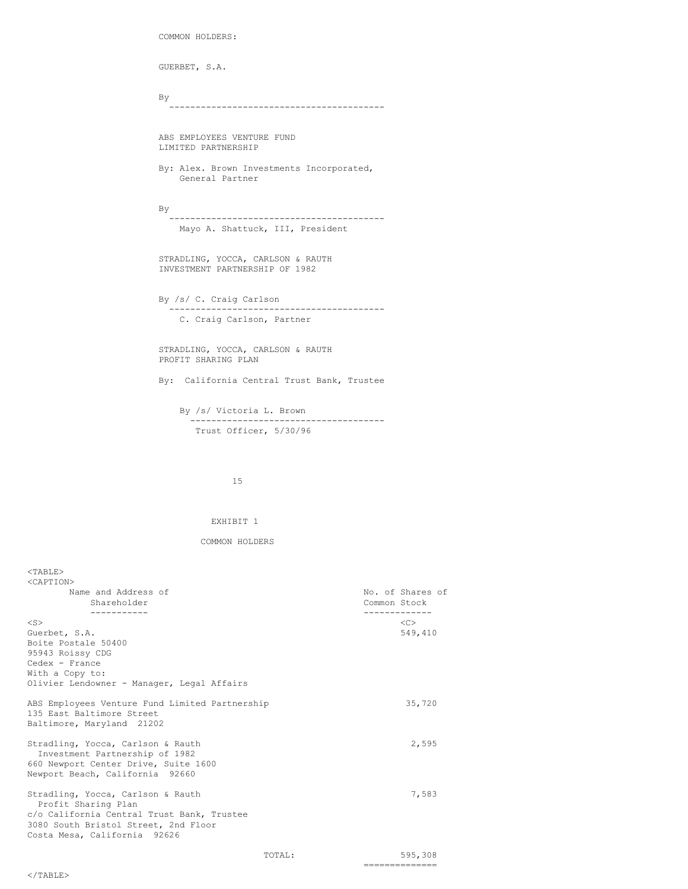COMMON HOLDERS:

GUERBET, S.A.

By \_\_\_\_\_\_\_\_\_\_\_\_\_\_\_\_\_\_\_\_\_\_\_\_\_\_\_\_\_\_\_\_\_\_\_\_\_\_\_\_

ABS EMPLOYEES VENTURE FUND
LIMITED PARTNERSHIP

By: Alex. Brown Investments Incorporated,
General Partner

By \_\_\_\_\_\_\_\_\_\_\_\_\_\_\_\_\_\_\_\_\_\_\_\_\_\_\_\_\_\_\_\_\_\_\_\_\_\_\_\_
Mayo A. Shattuck, III, President

STRADLING, YOCCA, CARLSON & RAUTH
INVESTMENT PARTNERSHIP OF 1982

By /s/ C. Craig Carlson
C. Craig Carlson, Partner

STRADLING, YOCCA, CARLSON & RAUTH
PROFIT SHARING PLAN

By: California Central Trust Bank, Trustee

By /s/ Victoria L. Brown
Trust Officer, 5/30/96

EXHIBIT 1

COMMON HOLDERS

| Name and Address of Shareholder | No. of Shares of Common Stock |
|---|---|
| Guerbet, S.A.<br>Boite Postale 50400<br>95943 Roissy CDG<br>Cedex - France<br>With a Copy to:<br>Olivier Lendowner - Manager, Legal Affairs | 549,410 |
| ABS Employees Venture Fund Limited Partnership<br>135 East Baltimore Street<br>Baltimore, Maryland 21202 | 35,720 |
| Stradling, Yocca, Carlson & Rauth<br>Investment Partnership of 1982<br>660 Newport Center Drive, Suite 1600<br>Newport Beach, California 92660 | 2,595 |
| Stradling, Yocca, Carlson & Rauth<br>Profit Sharing Plan<br>c/o California Central Trust Bank, Trustee<br>3080 South Bristol Street, 2nd Floor<br>Costa Mesa, California 92626 | 7,583 |
| TOTAL: | 595,308 |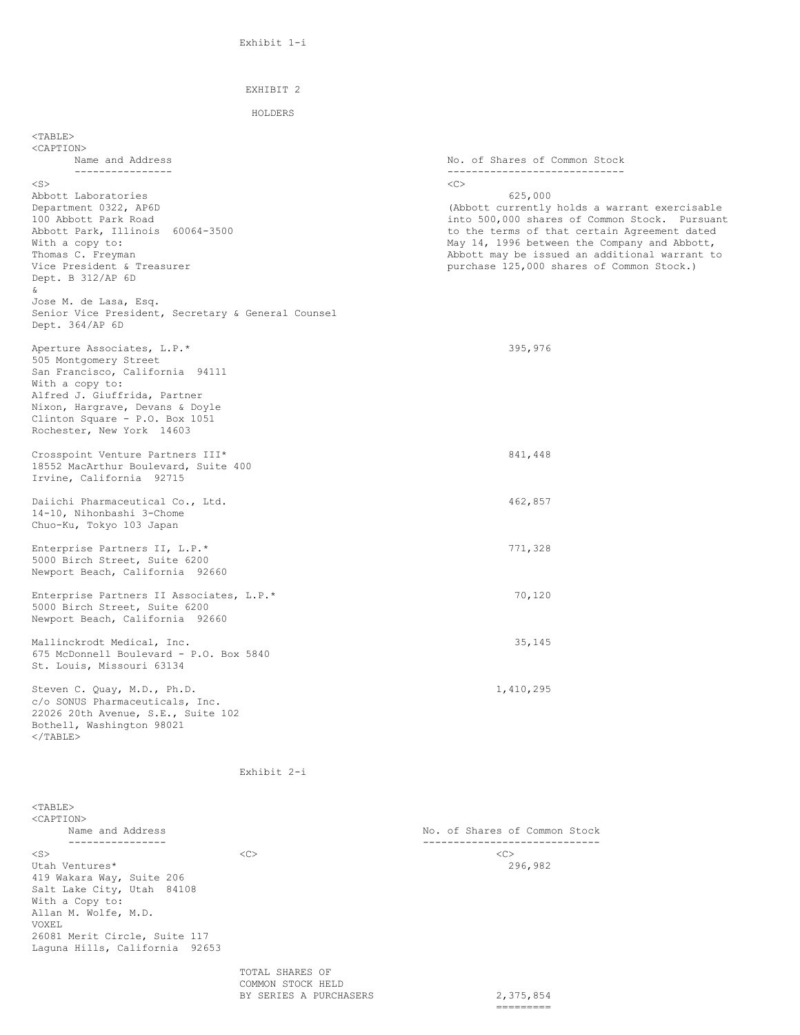Exhibit 1-i

# EXHIBIT 2

## HOLDERS

| Name and Address | No. of Shares of Common Stock |
|---|---|
| Abbott Laboratories<br>Department 0322, AP6D<br>100 Abbott Park Road<br>Abbott Park, Illinois 60064-3500<br>With a copy to:<br>Thomas C. Freyman<br>Vice President & Treasurer<br>Dept. B 312/AP 6D<br>&<br>Jose M. de Lasa, Esq.<br>Senior Vice President, Secretary & General Counsel<br>Dept. 364/AP 6D | 625,000<br>(Abbott currently holds a warrant exercisable into 500,000 shares of Common Stock. Pursuant to the terms of that certain Agreement dated May 14, 1996 between the Company and Abbott, Abbott may be issued an additional warrant to purchase 125,000 shares of Common Stock.) |
| Aperture Associates, L.P.*<br>505 Montgomery Street<br>San Francisco, California 94111<br>With a copy to:<br>Alfred J. Giuffrida, Partner<br>Nixon, Hargrave, Devans & Doyle<br>Clinton Square - P.O. Box 1051<br>Rochester, New York 14603 | 395,976 |
| Crosspoint Venture Partners III*<br>18552 MacArthur Boulevard, Suite 400<br>Irvine, California 92715 | 841,448 |
| Daiichi Pharmaceutical Co., Ltd.<br>14-10, Nihonbashi 3-Chome<br>Chuo-Ku, Tokyo 103 Japan | 462,857 |
| Enterprise Partners II, L.P.*<br>5000 Birch Street, Suite 6200<br>Newport Beach, California 92660 | 771,328 |
| Enterprise Partners II Associates, L.P.*<br>5000 Birch Street, Suite 6200<br>Newport Beach, California 92660 | 70,120 |
| Mallinckrodt Medical, Inc.<br>675 McDonnell Boulevard - P.O. Box 5840<br>St. Louis, Missouri 63134 | 35,145 |
| Steven C. Quay, M.D., Ph.D.<br>c/o SONUS Pharmaceuticals, Inc.<br>22026 20th Avenue, S.E., Suite 102<br>Bothell, Washington 98021 | 1,410,295 |

Exhibit 2-i

| Name and Address | | No. of Shares of Common Stock |
|---|---|---|
| Utah Ventures*<br>419 Wakara Way, Suite 206<br>Salt Lake City, Utah 84108<br>With a Copy to:<br>Allan M. Wolfe, M.D.<br>VOXEL<br>26081 Merit Circle, Suite 117<br>Laguna Hills, California 92653 | | 296,982 |
| | TOTAL SHARES OF COMMON STOCK HELD BY SERIES A PURCHASERS | 2,375,854 |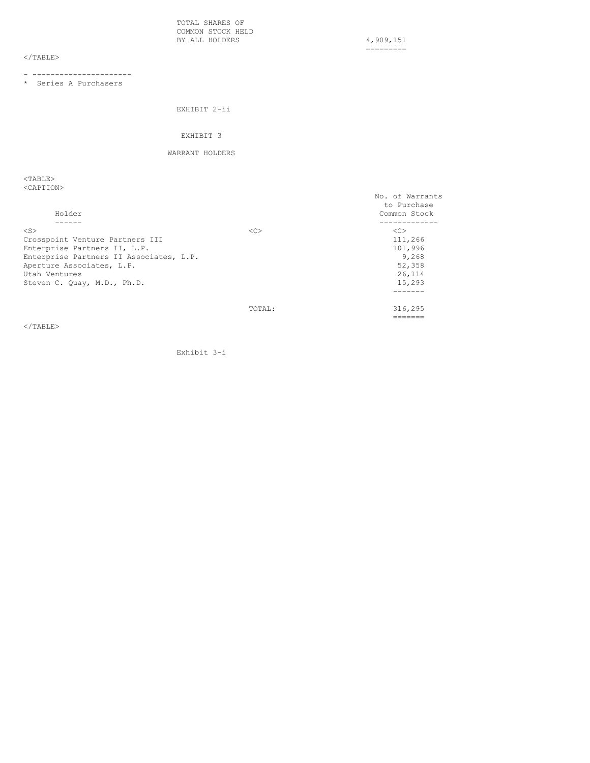| | |
|---|---|
| TOTAL SHARES OF COMMON STOCK HELD BY ALL HOLDERS | 4,909,151 |

- ----------------------
* Series A Purchasers

EXHIBIT 2-ii

# EXHIBIT 3

## WARRANT HOLDERS

| Holder | | No. of Warrants to Purchase Common Stock |
|---|---|---|
| Crosspoint Venture Partners III | | 111,266 |
| Enterprise Partners II, L.P. | | 101,996 |
| Enterprise Partners II Associates, L.P. | | 9,268 |
| Aperture Associates, L.P. | | 52,358 |
| Utah Ventures | | 26,114 |
| Steven C. Quay, M.D., Ph.D. | | 15,293 |
| | TOTAL: | 316,295 |

Exhibit 3-i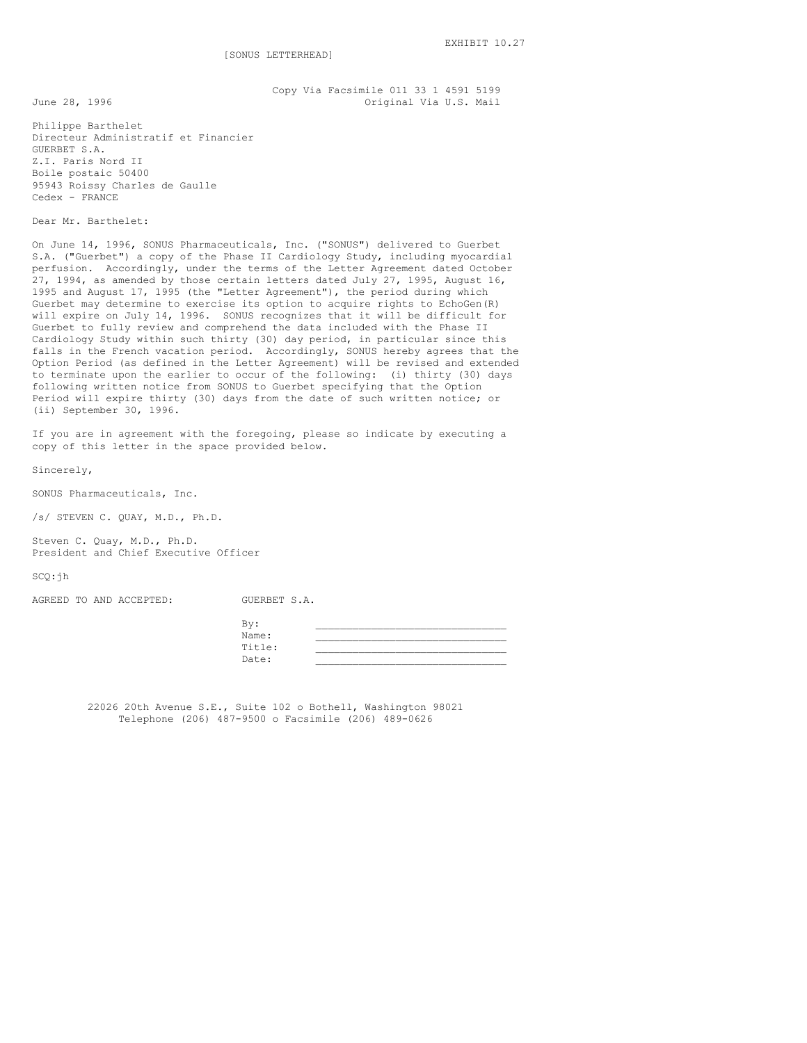EXHIBIT 10.27

[SONUS LETTERHEAD]

Copy Via Facsimile 011 33 1 4591 5199
Original Via U.S. Mail

June 28, 1996

Philippe Barthelet
Directeur Administratif et Financier
GUERBET S.A.
Z.I. Paris Nord II
Boile postaic 50400
95943 Roissy Charles de Gaulle
Cedex - FRANCE

Dear Mr. Barthelet:

On June 14, 1996, SONUS Pharmaceuticals, Inc. ("SONUS") delivered to Guerbet S.A. ("Guerbet") a copy of the Phase II Cardiology Study, including myocardial perfusion. Accordingly, under the terms of the Letter Agreement dated October 27, 1994, as amended by those certain letters dated July 27, 1995, August 16, 1995 and August 17, 1995 (the "Letter Agreement"), the period during which Guerbet may determine to exercise its option to acquire rights to EchoGen(R) will expire on July 14, 1996. SONUS recognizes that it will be difficult for Guerbet to fully review and comprehend the data included with the Phase II Cardiology Study within such thirty (30) day period, in particular since this falls in the French vacation period. Accordingly, SONUS hereby agrees that the Option Period (as defined in the Letter Agreement) will be revised and extended to terminate upon the earlier to occur of the following: (i) thirty (30) days following written notice from SONUS to Guerbet specifying that the Option Period will expire thirty (30) days from the date of such written notice; or (ii) September 30, 1996.

If you are in agreement with the foregoing, please so indicate by executing a copy of this letter in the space provided below.

Sincerely,

SONUS Pharmaceuticals, Inc.

/s/ STEVEN C. QUAY, M.D., Ph.D.

Steven C. Quay, M.D., Ph.D.
President and Chief Executive Officer

SCQ:jh

AGREED TO AND ACCEPTED: GUERBET S.A.

By: ______________________________
Name: ______________________________
Title: ______________________________
Date: ______________________________

22026 20th Avenue S.E., Suite 102 o Bothell, Washington 98021
Telephone (206) 487-9500 o Facsimile (206) 489-0626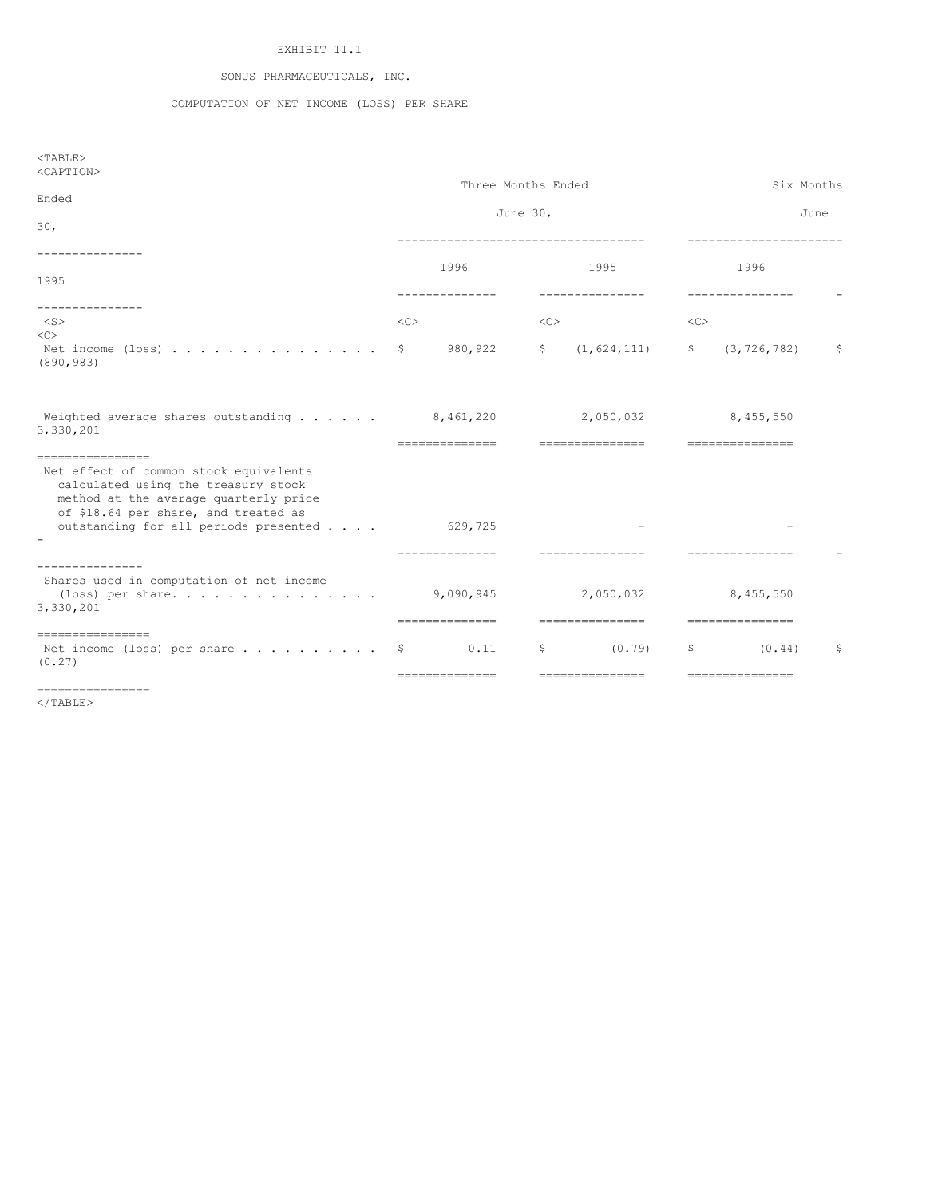EXHIBIT 11.1

SONUS PHARMACEUTICALS, INC.

COMPUTATION OF NET INCOME (LOSS) PER SHARE

| | Three Months Ended June 30, | | Six Months Ended June 30, | |
|---|---|---|---|---|
| | 1996 | 1995 | 1996 | 1995 |
| Net income (loss) . . . . . . . . . . . . . . . | $ 980,922 | $ (1,624,111) | $ (3,726,782) | $ (890,983) |
| Weighted average shares outstanding . . . . . . | 8,461,220 | 2,050,032 | 8,455,550 | 3,330,201 |
| Net effect of common stock equivalents calculated using the treasury stock method at the average quarterly price of $18.64 per share, and treated as outstanding for all periods presented . . . . | 629,725 | - | - | - |
| Shares used in computation of net income (loss) per share. . . . . . . . . . . . . . . | 9,090,945 | 2,050,032 | 8,455,550 | 3,330,201 |
| Net income (loss) per share . . . . . . . . . . | $ 0.11 | $ (0.79) | $ (0.44) | $ (0.27) |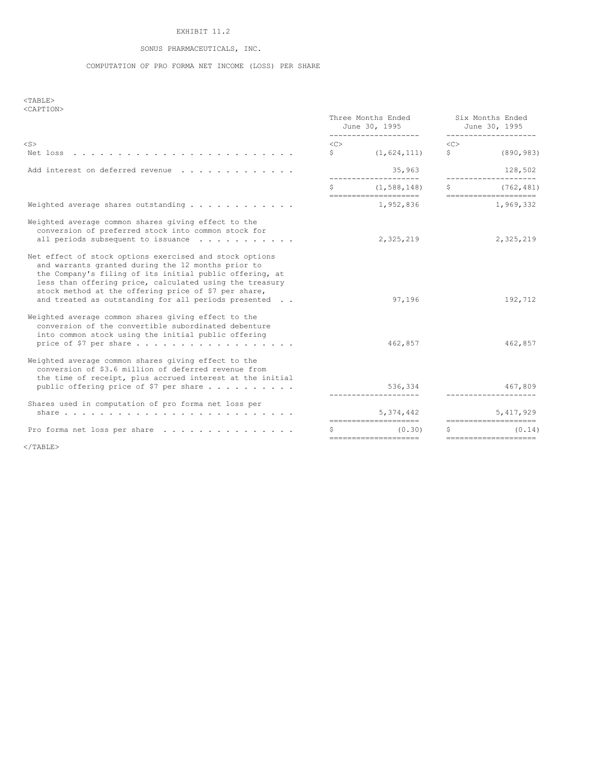EXHIBIT 11.2

SONUS PHARMACEUTICALS, INC.

COMPUTATION OF PRO FORMA NET INCOME (LOSS) PER SHARE

| | Three Months Ended June 30, 1995 | Six Months Ended June 30, 1995 |
|---|---|---|
| Net loss | $ (1,624,111) | $ (890,983) |
| Add interest on deferred revenue | 35,963 | 128,502 |
| | $ (1,588,148) | $ (762,481) |
| Weighted average shares outstanding | 1,952,836 | 1,969,332 |
| Weighted average common shares giving effect to the conversion of preferred stock into common stock for all periods subsequent to issuance | 2,325,219 | 2,325,219 |
| Net effect of stock options exercised and stock options and warrants granted during the 12 months prior to the Company's filing of its initial public offering, at less than offering price, calculated using the treasury stock method at the offering price of $7 per share, and treated as outstanding for all periods presented | 97,196 | 192,712 |
| Weighted average common shares giving effect to the conversion of the convertible subordinated debenture into common stock using the initial public offering price of $7 per share | 462,857 | 462,857 |
| Weighted average common shares giving effect to the conversion of $3.6 million of deferred revenue from the time of receipt, plus accrued interest at the initial public offering price of $7 per share | 536,334 | 467,809 |
| Shares used in computation of pro forma net loss per share | 5,374,442 | 5,417,929 |
| Pro forma net loss per share | $ (0.30) | $ (0.14) |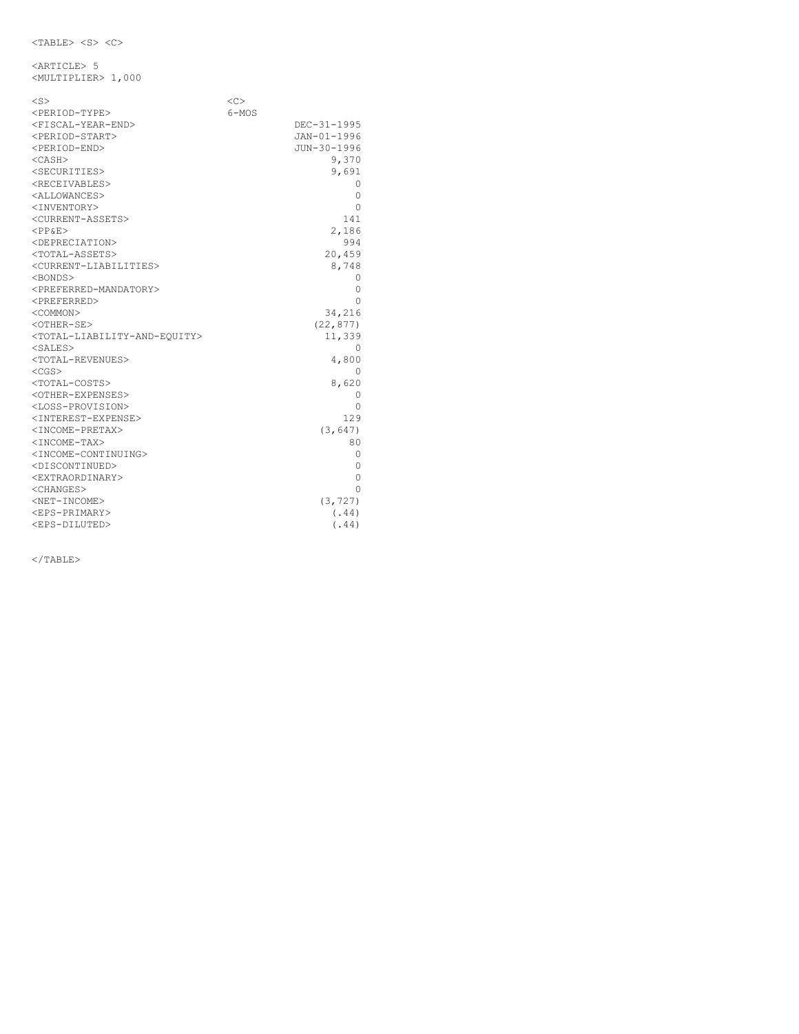```
<TABLE> <S> <C>

<ARTICLE> 5
<MULTIPLIER> 1,000

<S>                             <C>
<PERIOD-TYPE>                   6-MOS
<FISCAL-YEAR-END>                          DEC-31-1995
<PERIOD-START>                             JAN-01-1996
<PERIOD-END>                               JUN-30-1996
<CASH>                                           9,370
<SECURITIES>                                     9,691
<RECEIVABLES>                                        0
<ALLOWANCES>                                         0
<INVENTORY>                                          0
<CURRENT-ASSETS>                                   141
<PP&E>                                           2,186
<DEPRECIATION>                                     994
<TOTAL-ASSETS>                                  20,459
<CURRENT-LIABILITIES>                            8,748
<BONDS>                                              0
<PREFERRED-MANDATORY>                                0
<PREFERRED>                                          0
<COMMON>                                        34,216
<OTHER-SE>                                     (22,877)
<TOTAL-LIABILITY-AND-EQUITY>                    11,339
<SALES>                                              0
<TOTAL-REVENUES>                                 4,800
<CGS>                                                0
<TOTAL-COSTS>                                    8,620
<OTHER-EXPENSES>                                     0
<LOSS-PROVISION>                                     0
<INTEREST-EXPENSE>                                 129
<INCOME-PRETAX>                                 (3,647)
<INCOME-TAX>                                        80
<INCOME-CONTINUING>                                  0
<DISCONTINUED>                                       0
<EXTRAORDINARY>                                      0
<CHANGES>                                            0
<NET-INCOME>                                    (3,727)
<EPS-PRIMARY>                                     (.44)
<EPS-DILUTED>                                     (.44)

</TABLE>
```